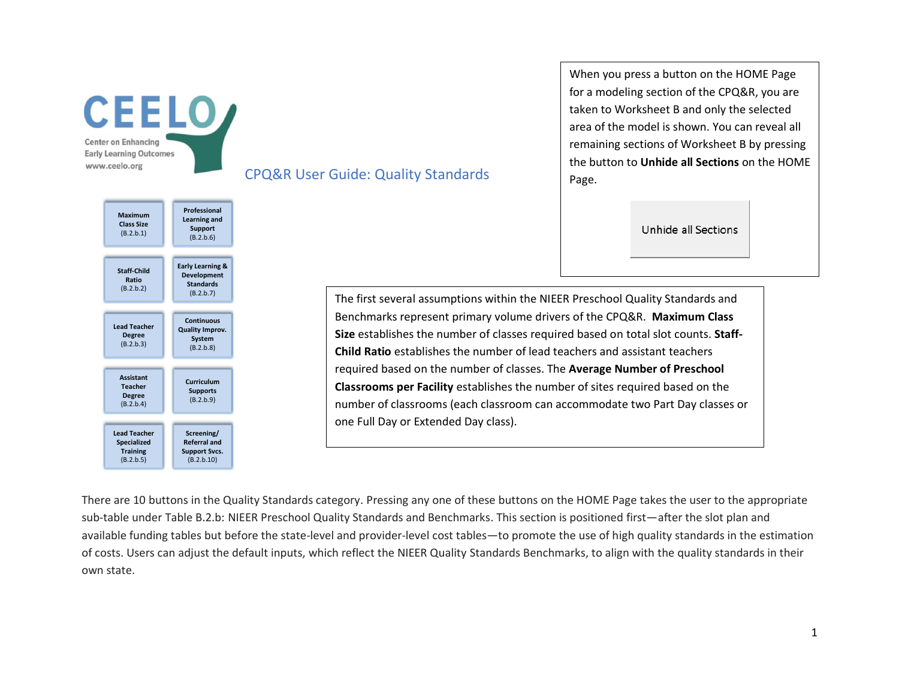CEELO
Center on Enhancing Early Learning Outcomes
www.ceelo.org

# CPQ&R User Guide: Quality Standards

When you press a button on the HOME Page for a modeling section of the CPQ&R, you are taken to Worksheet B and only the selected area of the model is shown. You can reveal all remaining sections of Worksheet B by pressing the button to **Unhide all Sections** on the HOME Page.

Unhide all Sections

| | |
|---|---|
| Maximum Class Size (B.2.b.1) | Professional Learning and Support (B.2.b.6) |
| Staff-Child Ratio (B.2.b.2) | Early Learning & Development Standards (B.2.b.7) |
| Lead Teacher Degree (B.2.b.3) | Continuous Quality Improv. System (B.2.b.8) |
| Assistant Teacher Degree (B.2.b.4) | Curriculum Supports (B.2.b.9) |
| Lead Teacher Specialized Training (B.2.b.5) | Screening/ Referral and Support Svcs. (B.2.b.10) |

The first several assumptions within the NIEER Preschool Quality Standards and Benchmarks represent primary volume drivers of the CPQ&R. **Maximum Class Size** establishes the number of classes required based on total slot counts. **Staff-Child Ratio** establishes the number of lead teachers and assistant teachers required based on the number of classes. The **Average Number of Preschool Classrooms per Facility** establishes the number of sites required based on the number of classrooms (each classroom can accommodate two Part Day classes or one Full Day or Extended Day class).

There are 10 buttons in the Quality Standards category. Pressing any one of these buttons on the HOME Page takes the user to the appropriate sub-table under Table B.2.b: NIEER Preschool Quality Standards and Benchmarks. This section is positioned first—after the slot plan and available funding tables but before the state-level and provider-level cost tables—to promote the use of high quality standards in the estimation of costs. Users can adjust the default inputs, which reflect the NIEER Quality Standards Benchmarks, to align with the quality standards in their own state.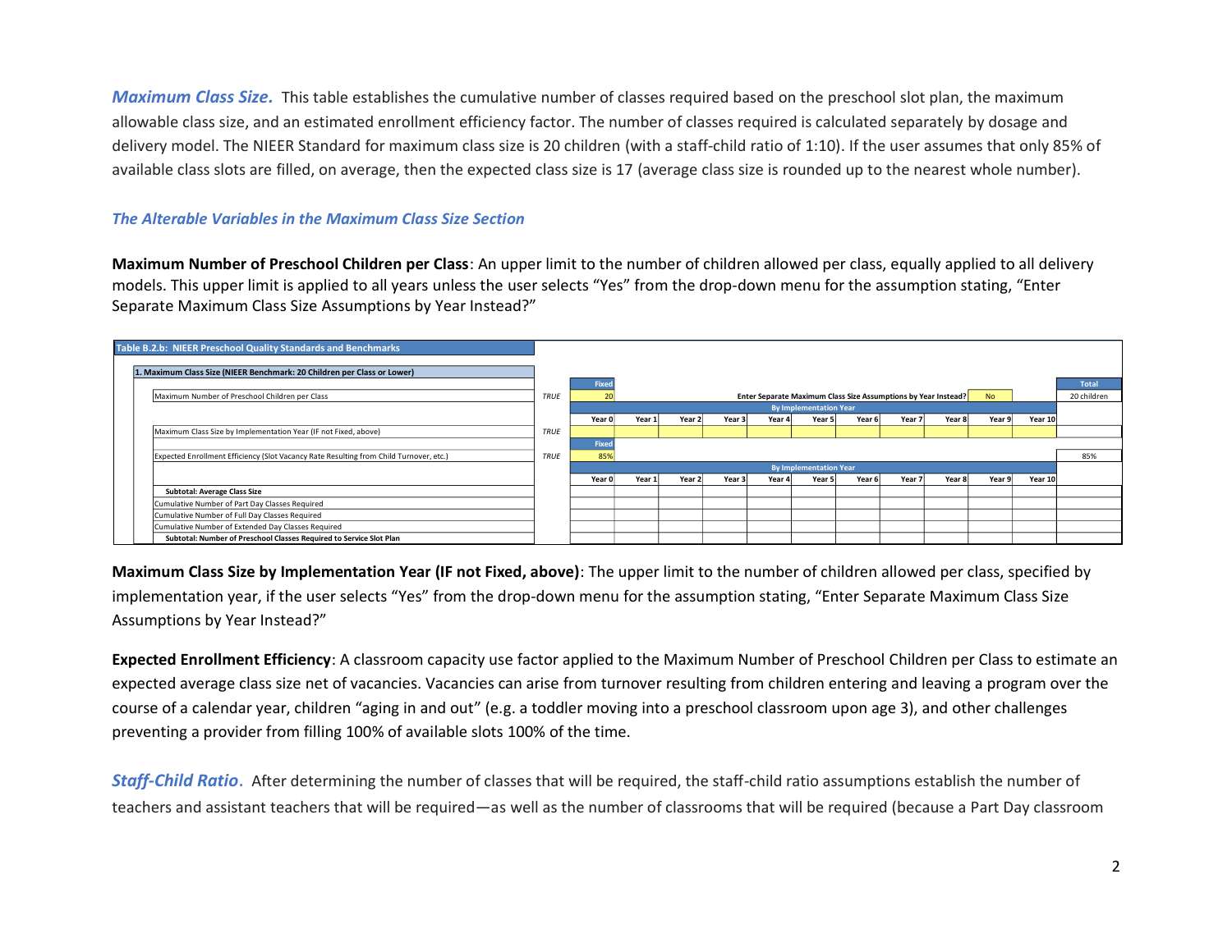***Maximum Class Size.*** This table establishes the cumulative number of classes required based on the preschool slot plan, the maximum allowable class size, and an estimated enrollment efficiency factor. The number of classes required is calculated separately by dosage and delivery model. The NIEER Standard for maximum class size is 20 children (with a staff-child ratio of 1:10). If the user assumes that only 85% of available class slots are filled, on average, then the expected class size is 17 (average class size is rounded up to the nearest whole number).

### *The Alterable Variables in the Maximum Class Size Section*

**Maximum Number of Preschool Children per Class**: An upper limit to the number of children allowed per class, equally applied to all delivery models. This upper limit is applied to all years unless the user selects "Yes" from the drop-down menu for the assumption stating, "Enter Separate Maximum Class Size Assumptions by Year Instead?"

**Table B.2.b: NIEER Preschool Quality Standards and Benchmarks**

**1. Maximum Class Size (NIEER Benchmark: 20 Children per Class or Lower)**

| | | Fixed | | | | | | | | | | | Total |
|---|---|---|---|---|---|---|---|---|---|---|---|---|---|
| Maximum Number of Preschool Children per Class | TRUE | 20 | Enter Separate Maximum Class Size Assumptions by Year Instead? | | | | | | | | No | | 20 children |
| | | By Implementation Year | | | | | | | | | | | |
| | | Year 0 | Year 1 | Year 2 | Year 3 | Year 4 | Year 5 | Year 6 | Year 7 | Year 8 | Year 9 | Year 10 | |
| Maximum Class Size by Implementation Year (IF not Fixed, above) | TRUE | | | | | | | | | | | | |
| | | Fixed | | | | | | | | | | | |
| Expected Enrollment Efficiency (Slot Vacancy Rate Resulting from Child Turnover, etc.) | TRUE | 85% | | | | | | | | | | | 85% |
| | | By Implementation Year | | | | | | | | | | | |
| | | Year 0 | Year 1 | Year 2 | Year 3 | Year 4 | Year 5 | Year 6 | Year 7 | Year 8 | Year 9 | Year 10 | |
| **Subtotal: Average Class Size** | | | | | | | | | | | | | |
| Cumulative Number of Part Day Classes Required | | | | | | | | | | | | | |
| Cumulative Number of Full Day Classes Required | | | | | | | | | | | | | |
| Cumulative Number of Extended Day Classes Required | | | | | | | | | | | | | |
| **Subtotal: Number of Preschool Classes Required to Service Slot Plan** | | | | | | | | | | | | | |

**Maximum Class Size by Implementation Year (IF not Fixed, above)**: The upper limit to the number of children allowed per class, specified by implementation year, if the user selects "Yes" from the drop-down menu for the assumption stating, "Enter Separate Maximum Class Size Assumptions by Year Instead?"

**Expected Enrollment Efficiency**: A classroom capacity use factor applied to the Maximum Number of Preschool Children per Class to estimate an expected average class size net of vacancies. Vacancies can arise from turnover resulting from children entering and leaving a program over the course of a calendar year, children "aging in and out" (e.g. a toddler moving into a preschool classroom upon age 3), and other challenges preventing a provider from filling 100% of available slots 100% of the time.

***Staff-Child Ratio.*** After determining the number of classes that will be required, the staff-child ratio assumptions establish the number of teachers and assistant teachers that will be required—as well as the number of classrooms that will be required (because a Part Day classroom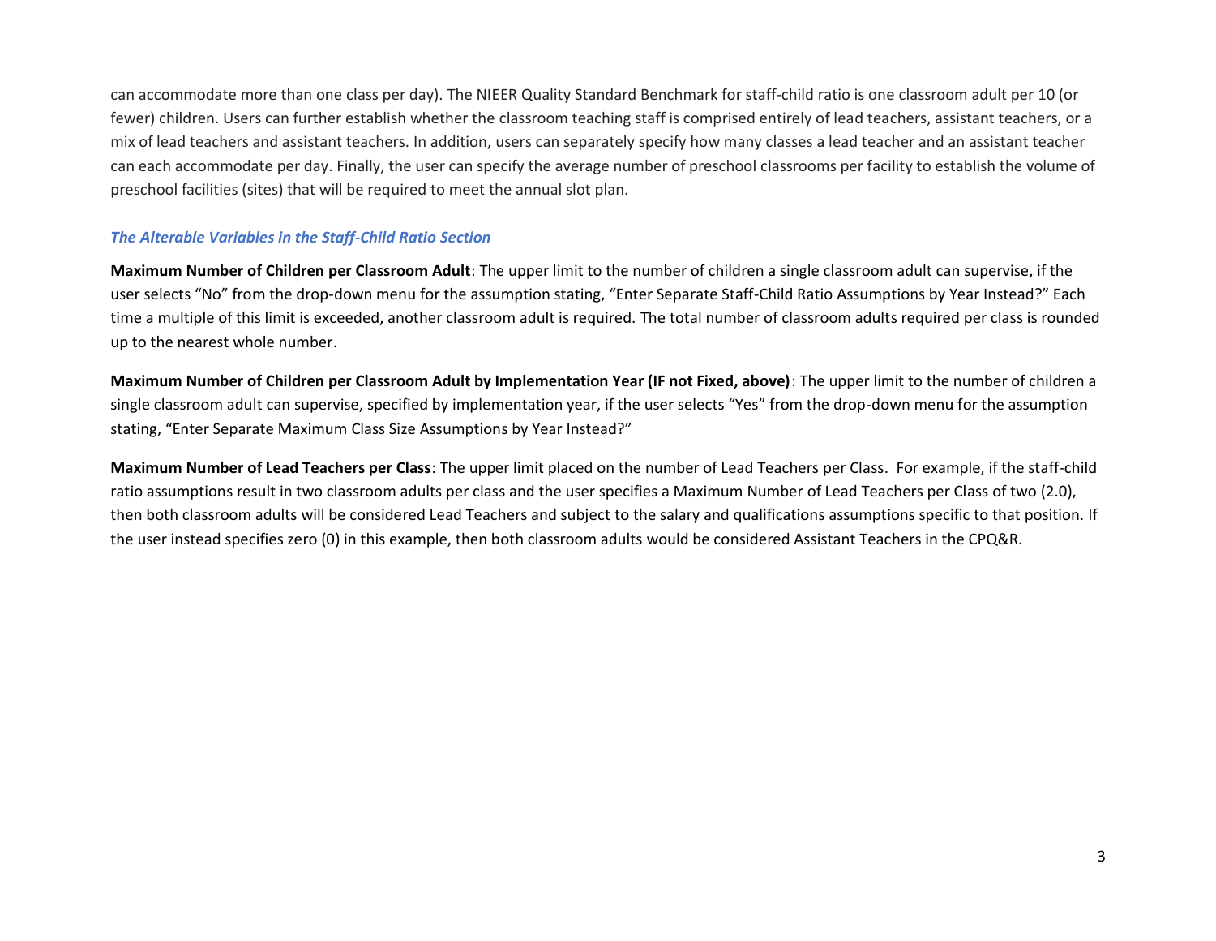can accommodate more than one class per day). The NIEER Quality Standard Benchmark for staff-child ratio is one classroom adult per 10 (or fewer) children. Users can further establish whether the classroom teaching staff is comprised entirely of lead teachers, assistant teachers, or a mix of lead teachers and assistant teachers. In addition, users can separately specify how many classes a lead teacher and an assistant teacher can each accommodate per day. Finally, the user can specify the average number of preschool classrooms per facility to establish the volume of preschool facilities (sites) that will be required to meet the annual slot plan.

### *The Alterable Variables in the Staff-Child Ratio Section*

**Maximum Number of Children per Classroom Adult**: The upper limit to the number of children a single classroom adult can supervise, if the user selects "No" from the drop-down menu for the assumption stating, "Enter Separate Staff-Child Ratio Assumptions by Year Instead?" Each time a multiple of this limit is exceeded, another classroom adult is required. The total number of classroom adults required per class is rounded up to the nearest whole number.

**Maximum Number of Children per Classroom Adult by Implementation Year (IF not Fixed, above)**: The upper limit to the number of children a single classroom adult can supervise, specified by implementation year, if the user selects "Yes" from the drop-down menu for the assumption stating, "Enter Separate Maximum Class Size Assumptions by Year Instead?"

**Maximum Number of Lead Teachers per Class**: The upper limit placed on the number of Lead Teachers per Class. For example, if the staff-child ratio assumptions result in two classroom adults per class and the user specifies a Maximum Number of Lead Teachers per Class of two (2.0), then both classroom adults will be considered Lead Teachers and subject to the salary and qualifications assumptions specific to that position. If the user instead specifies zero (0) in this example, then both classroom adults would be considered Assistant Teachers in the CPQ&R.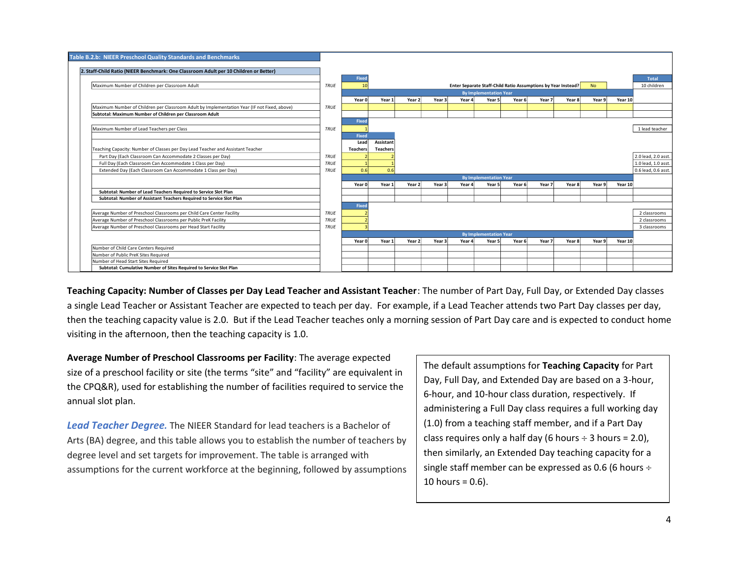**Table B.2.b: NIEER Preschool Quality Standards and Benchmarks**

**2. Staff-Child Ratio (NIEER Benchmark: One Classroom Adult per 10 Children or Better)**

| | | Fixed | | | | | | | | | | | Total |
|---|---|---|---|---|---|---|---|---|---|---|---|---|---|
| Maximum Number of Children per Classroom Adult | TRUE | 10 | | | | Enter Separate Staff-Child Ratio Assumptions by Year Instead? | | | | No | | | 10 children |
| | | By Implementation Year | | | | | | | | | | | |
| | | Year 0 | Year 1 | Year 2 | Year 3 | Year 4 | Year 5 | Year 6 | Year 7 | Year 8 | Year 9 | Year 10 | |
| Maximum Number of Children per Classroom Adult by Implementation Year (IF not Fixed, above) | TRUE | | | | | | | | | | | | |
| **Subtotal: Maximum Number of Children per Classroom Adult** | | | | | | | | | | | | | |

| | | Fixed | | Total |
|---|---|---|---|---|
| Maximum Number of Lead Teachers per Class | TRUE | 1 | | 1 lead teacher |
| | | Fixed | | |
| Teaching Capacity: Number of Classes per Day Lead Teacher and Assistant Teacher | | Lead Teachers | Assistant Teachers | |
| Part Day (Each Classroom Can Accommodate 2 Classes per Day) | TRUE | 2 | 2 | 2.0 lead, 2.0 asst. |
| Full Day (Each Classroom Can Accommodate 1 Class per Day) | TRUE | 1 | 1 | 1.0 lead, 1.0 asst. |
| Extended Day (Each Classroom Can Accommodate 1 Class per Day) | TRUE | 0.6 | 0.6 | 0.6 lead, 0.6 asst. |

| | By Implementation Year | | | | | | | | | | | |
|---|---|---|---|---|---|---|---|---|---|---|---|---|
| | Year 0 | Year 1 | Year 2 | Year 3 | Year 4 | Year 5 | Year 6 | Year 7 | Year 8 | Year 9 | Year 10 | Total |
| **Subtotal: Number of Lead Teachers Required to Service Slot Plan** | | | | | | | | | | | | |
| **Subtotal: Number of Assistant Teachers Required to Service Slot Plan** | | | | | | | | | | | | |

| | | Fixed | Total |
|---|---|---|---|
| Average Number of Preschool Classrooms per Child Care Center Facility | TRUE | 2 | 2 classrooms |
| Average Number of Preschool Classrooms per Public PreK Facility | TRUE | 2 | 2 classrooms |
| Average Number of Preschool Classrooms per Head Start Facility | TRUE | 3 | 3 classrooms |

| | By Implementation Year | | | | | | | | | | | |
|---|---|---|---|---|---|---|---|---|---|---|---|---|
| | Year 0 | Year 1 | Year 2 | Year 3 | Year 4 | Year 5 | Year 6 | Year 7 | Year 8 | Year 9 | Year 10 | Total |
| Number of Child Care Centers Required | | | | | | | | | | | | |
| Number of Public PreK Sites Required | | | | | | | | | | | | |
| Number of Head Start Sites Required | | | | | | | | | | | | |
| **Subtotal: Cumulative Number of Sites Required to Service Slot Plan** | | | | | | | | | | | | |

**Teaching Capacity: Number of Classes per Day Lead Teacher and Assistant Teacher**: The number of Part Day, Full Day, or Extended Day classes a single Lead Teacher or Assistant Teacher are expected to teach per day. For example, if a Lead Teacher attends two Part Day classes per day, then the teaching capacity value is 2.0. But if the Lead Teacher teaches only a morning session of Part Day care and is expected to conduct home visiting in the afternoon, then the teaching capacity is 1.0.

**Average Number of Preschool Classrooms per Facility**: The average expected size of a preschool facility or site (the terms "site" and "facility" are equivalent in the CPQ&R), used for establishing the number of facilities required to service the annual slot plan.

***Lead Teacher Degree.*** The NIEER Standard for lead teachers is a Bachelor of Arts (BA) degree, and this table allows you to establish the number of teachers by degree level and set targets for improvement. The table is arranged with assumptions for the current workforce at the beginning, followed by assumptions

> The default assumptions for **Teaching Capacity** for Part Day, Full Day, and Extended Day are based on a 3-hour, 6-hour, and 10-hour class duration, respectively. If administering a Full Day class requires a full working day (1.0) from a teaching staff member, and if a Part Day class requires only a half day (6 hours ÷ 3 hours = 2.0), then similarly, an Extended Day teaching capacity for a single staff member can be expressed as 0.6 (6 hours ÷ 10 hours = 0.6).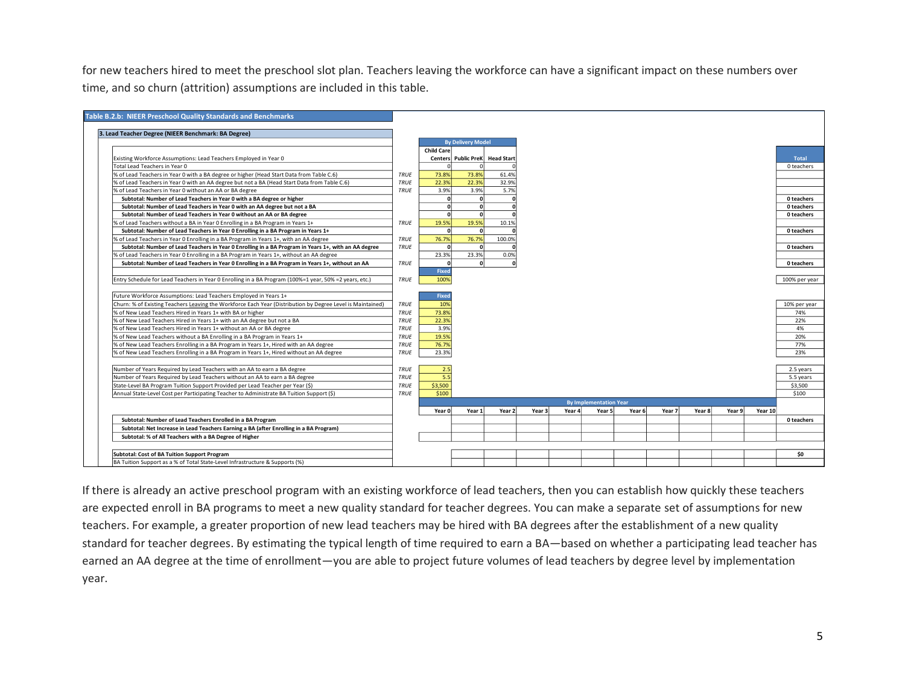for new teachers hired to meet the preschool slot plan. Teachers leaving the workforce can have a significant impact on these numbers over time, and so churn (attrition) assumptions are included in this table.

**Table B.2.b: NIEER Preschool Quality Standards and Benchmarks**

**3. Lead Teacher Degree (NIEER Benchmark: BA Degree)**

| | | By Delivery Model | | | Total |
|---|---|---|---|---|---|
| Existing Workforce Assumptions: Lead Teachers Employed in Year 0 | | Child Care Centers | Public PreK | Head Start | Total |
| Total Lead Teachers in Year 0 | | 0 | 0 | 0 | 0 teachers |
| % of Lead Teachers in Year 0 with a BA degree or higher (Head Start Data from Table C.6) | TRUE | 73.8% | 73.8% | 61.4% | |
| % of Lead Teachers in Year 0 with an AA degree but not a BA (Head Start Data from Table C.6) | TRUE | 22.3% | 22.3% | 32.9% | |
| % of Lead Teachers in Year 0 without an AA or BA degree | TRUE | 3.9% | 3.9% | 5.7% | |
| **Subtotal: Number of Lead Teachers in Year 0 with a BA degree or higher** | | 0 | 0 | 0 | 0 teachers |
| **Subtotal: Number of Lead Teachers in Year 0 with an AA degree but not a BA** | | 0 | 0 | 0 | 0 teachers |
| **Subtotal: Number of Lead Teachers in Year 0 without an AA or BA degree** | | 0 | 0 | 0 | 0 teachers |
| % of Lead Teachers without a BA in Year 0 Enrolling in a BA Program in Years 1+ | TRUE | 19.5% | 19.5% | 10.1% | |
| **Subtotal: Number of Lead Teachers in Year 0 Enrolling in a BA Program in Years 1+** | | 0 | 0 | 0 | 0 teachers |
| % of Lead Teachers in Year 0 Enrolling in a BA Program in Years 1+, with an AA degree | TRUE | 76.7% | 76.7% | 100.0% | |
| **Subtotal: Number of Lead Teachers in Year 0 Enrolling in a BA Program in Years 1+, with an AA degree** | TRUE | 0 | 0 | 0 | 0 teachers |
| % of Lead Teachers in Year 0 Enrolling in a BA Program in Years 1+, without an AA degree | | 23.3% | 23.3% | 0.0% | |
| **Subtotal: Number of Lead Teachers in Year 0 Enrolling in a BA Program in Years 1+, without an AA** | TRUE | 0 | 0 | 0 | 0 teachers |
| | | Fixed | | | |
| Entry Schedule for Lead Teachers in Year 0 Enrolling in a BA Program (100%=1 year, 50% =2 years, etc.) | TRUE | 100% | | | 100% per year |
| | | | | | |
| Future Workforce Assumptions: Lead Teachers Employed in Years 1+ | | Fixed | | | |
| Churn: % of Existing Teachers Leaving the Workforce Each Year (Distribution by Degree Level is Maintained) | TRUE | 10% | | | 10% per year |
| % of New Lead Teachers Hired in Years 1+ with BA or higher | TRUE | 73.8% | | | 74% |
| % of New Lead Teachers Hired in Years 1+ with an AA degree but not a BA | TRUE | 22.3% | | | 22% |
| % of New Lead Teachers Hired in Years 1+ without an AA or BA degree | TRUE | 3.9% | | | 4% |
| % of New Lead Teachers without a BA Enrolling in a BA Program in Years 1+ | TRUE | 19.5% | | | 20% |
| % of New Lead Teachers Enrolling in a BA Program in Years 1+, Hired with an AA degree | TRUE | 76.7% | | | 77% |
| % of New Lead Teachers Enrolling in a BA Program in Years 1+, Hired without an AA degree | TRUE | 23.3% | | | 23% |
| | | | | | |
| Number of Years Required by Lead Teachers with an AA to earn a BA degree | TRUE | 2.5 | | | 2.5 years |
| Number of Years Required by Lead Teachers without an AA to earn a BA degree | TRUE | 5.5 | | | 5.5 years |
| State-Level BA Program Tuition Support Provided per Lead Teacher per Year ($) | TRUE | $3,500 | | | $3,500 |
| Annual State-Level Cost per Participating Teacher to Administrate BA Tuition Support ($) | TRUE | $100 | | | $100 |

| | By Implementation Year | | | | | | | | | | | Total |
|---|---|---|---|---|---|---|---|---|---|---|---|---|
| | Year 0 | Year 1 | Year 2 | Year 3 | Year 4 | Year 5 | Year 6 | Year 7 | Year 8 | Year 9 | Year 10 | |
| **Subtotal: Number of Lead Teachers Enrolled in a BA Program** | | | | | | | | | | | | 0 teachers |
| **Subtotal: Net Increase in Lead Teachers Earning a BA (after Enrolling in a BA Program)** | | | | | | | | | | | | |
| **Subtotal: % of All Teachers with a BA Degree of Higher** | | | | | | | | | | | | |
| | | | | | | | | | | | | |
| **Subtotal: Cost of BA Tuition Support Program** | | | | | | | | | | | | $0 |
| BA Tuition Support as a % of Total State-Level Infrastructure & Supports (%) | | | | | | | | | | | | |

If there is already an active preschool program with an existing workforce of lead teachers, then you can establish how quickly these teachers are expected enroll in BA programs to meet a new quality standard for teacher degrees. You can make a separate set of assumptions for new teachers. For example, a greater proportion of new lead teachers may be hired with BA degrees after the establishment of a new quality standard for teacher degrees. By estimating the typical length of time required to earn a BA—based on whether a participating lead teacher has earned an AA degree at the time of enrollment—you are able to project future volumes of lead teachers by degree level by implementation year.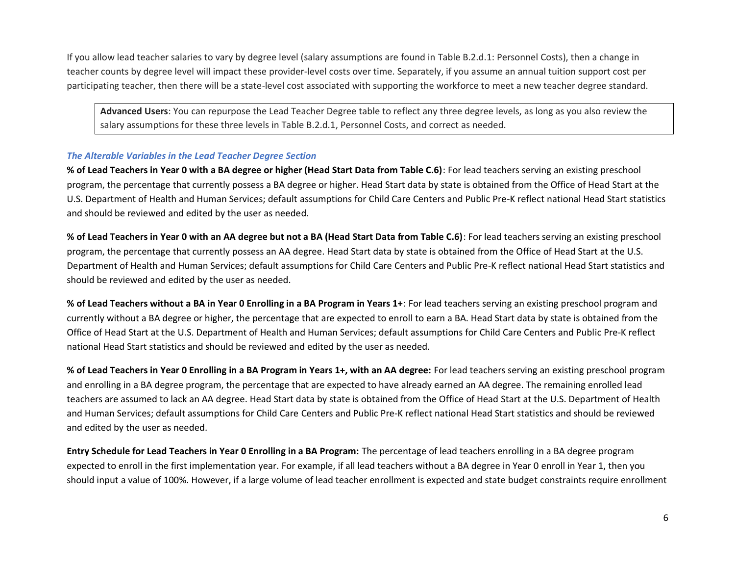If you allow lead teacher salaries to vary by degree level (salary assumptions are found in Table B.2.d.1: Personnel Costs), then a change in teacher counts by degree level will impact these provider-level costs over time. Separately, if you assume an annual tuition support cost per participating teacher, then there will be a state-level cost associated with supporting the workforce to meet a new teacher degree standard.

> **Advanced Users**: You can repurpose the Lead Teacher Degree table to reflect any three degree levels, as long as you also review the salary assumptions for these three levels in Table B.2.d.1, Personnel Costs, and correct as needed.

### *The Alterable Variables in the Lead Teacher Degree Section*

**% of Lead Teachers in Year 0 with a BA degree or higher (Head Start Data from Table C.6)**: For lead teachers serving an existing preschool program, the percentage that currently possess a BA degree or higher. Head Start data by state is obtained from the Office of Head Start at the U.S. Department of Health and Human Services; default assumptions for Child Care Centers and Public Pre-K reflect national Head Start statistics and should be reviewed and edited by the user as needed.

**% of Lead Teachers in Year 0 with an AA degree but not a BA (Head Start Data from Table C.6)**: For lead teachers serving an existing preschool program, the percentage that currently possess an AA degree. Head Start data by state is obtained from the Office of Head Start at the U.S. Department of Health and Human Services; default assumptions for Child Care Centers and Public Pre-K reflect national Head Start statistics and should be reviewed and edited by the user as needed.

**% of Lead Teachers without a BA in Year 0 Enrolling in a BA Program in Years 1+**: For lead teachers serving an existing preschool program and currently without a BA degree or higher, the percentage that are expected to enroll to earn a BA. Head Start data by state is obtained from the Office of Head Start at the U.S. Department of Health and Human Services; default assumptions for Child Care Centers and Public Pre-K reflect national Head Start statistics and should be reviewed and edited by the user as needed.

**% of Lead Teachers in Year 0 Enrolling in a BA Program in Years 1+, with an AA degree:** For lead teachers serving an existing preschool program and enrolling in a BA degree program, the percentage that are expected to have already earned an AA degree. The remaining enrolled lead teachers are assumed to lack an AA degree. Head Start data by state is obtained from the Office of Head Start at the U.S. Department of Health and Human Services; default assumptions for Child Care Centers and Public Pre-K reflect national Head Start statistics and should be reviewed and edited by the user as needed.

**Entry Schedule for Lead Teachers in Year 0 Enrolling in a BA Program:** The percentage of lead teachers enrolling in a BA degree program expected to enroll in the first implementation year. For example, if all lead teachers without a BA degree in Year 0 enroll in Year 1, then you should input a value of 100%. However, if a large volume of lead teacher enrollment is expected and state budget constraints require enrollment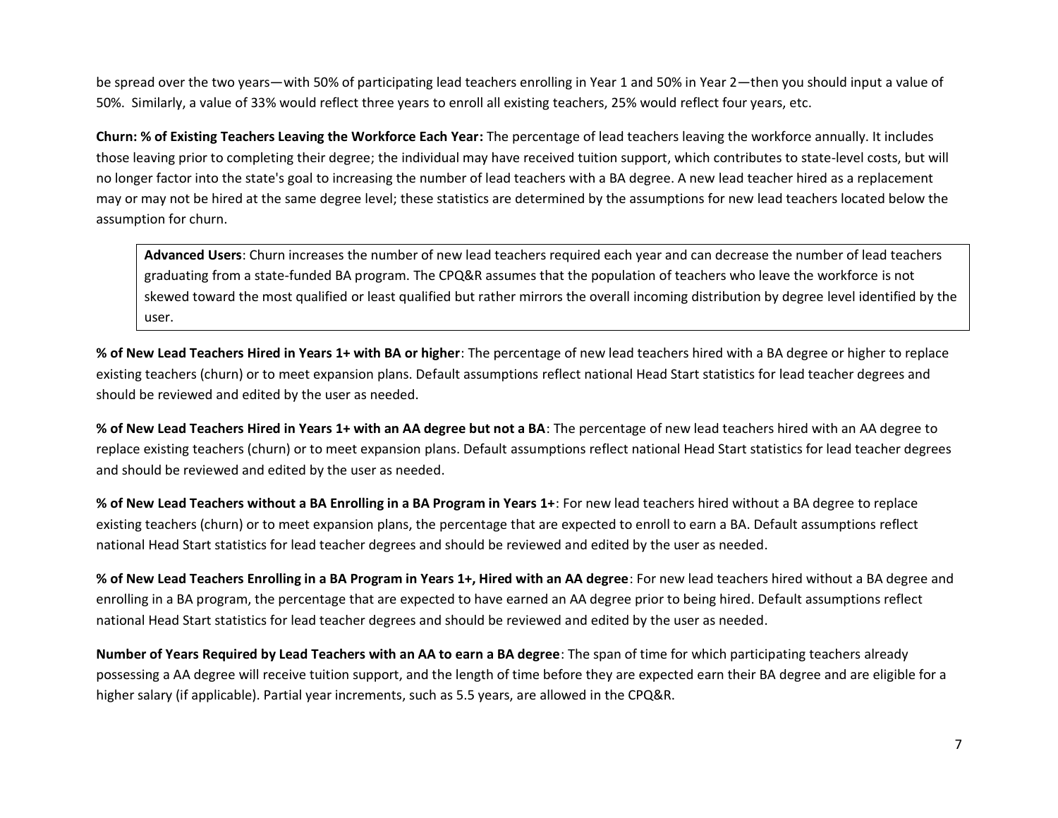be spread over the two years—with 50% of participating lead teachers enrolling in Year 1 and 50% in Year 2—then you should input a value of 50%. Similarly, a value of 33% would reflect three years to enroll all existing teachers, 25% would reflect four years, etc.

**Churn: % of Existing Teachers Leaving the Workforce Each Year:** The percentage of lead teachers leaving the workforce annually. It includes those leaving prior to completing their degree; the individual may have received tuition support, which contributes to state-level costs, but will no longer factor into the state's goal to increasing the number of lead teachers with a BA degree. A new lead teacher hired as a replacement may or may not be hired at the same degree level; these statistics are determined by the assumptions for new lead teachers located below the assumption for churn.

> **Advanced Users**: Churn increases the number of new lead teachers required each year and can decrease the number of lead teachers graduating from a state-funded BA program. The CPQ&R assumes that the population of teachers who leave the workforce is not skewed toward the most qualified or least qualified but rather mirrors the overall incoming distribution by degree level identified by the user.

**% of New Lead Teachers Hired in Years 1+ with BA or higher**: The percentage of new lead teachers hired with a BA degree or higher to replace existing teachers (churn) or to meet expansion plans. Default assumptions reflect national Head Start statistics for lead teacher degrees and should be reviewed and edited by the user as needed.

**% of New Lead Teachers Hired in Years 1+ with an AA degree but not a BA**: The percentage of new lead teachers hired with an AA degree to replace existing teachers (churn) or to meet expansion plans. Default assumptions reflect national Head Start statistics for lead teacher degrees and should be reviewed and edited by the user as needed.

**% of New Lead Teachers without a BA Enrolling in a BA Program in Years 1+**: For new lead teachers hired without a BA degree to replace existing teachers (churn) or to meet expansion plans, the percentage that are expected to enroll to earn a BA. Default assumptions reflect national Head Start statistics for lead teacher degrees and should be reviewed and edited by the user as needed.

**% of New Lead Teachers Enrolling in a BA Program in Years 1+, Hired with an AA degree**: For new lead teachers hired without a BA degree and enrolling in a BA program, the percentage that are expected to have earned an AA degree prior to being hired. Default assumptions reflect national Head Start statistics for lead teacher degrees and should be reviewed and edited by the user as needed.

**Number of Years Required by Lead Teachers with an AA to earn a BA degree**: The span of time for which participating teachers already possessing a AA degree will receive tuition support, and the length of time before they are expected earn their BA degree and are eligible for a higher salary (if applicable). Partial year increments, such as 5.5 years, are allowed in the CPQ&R.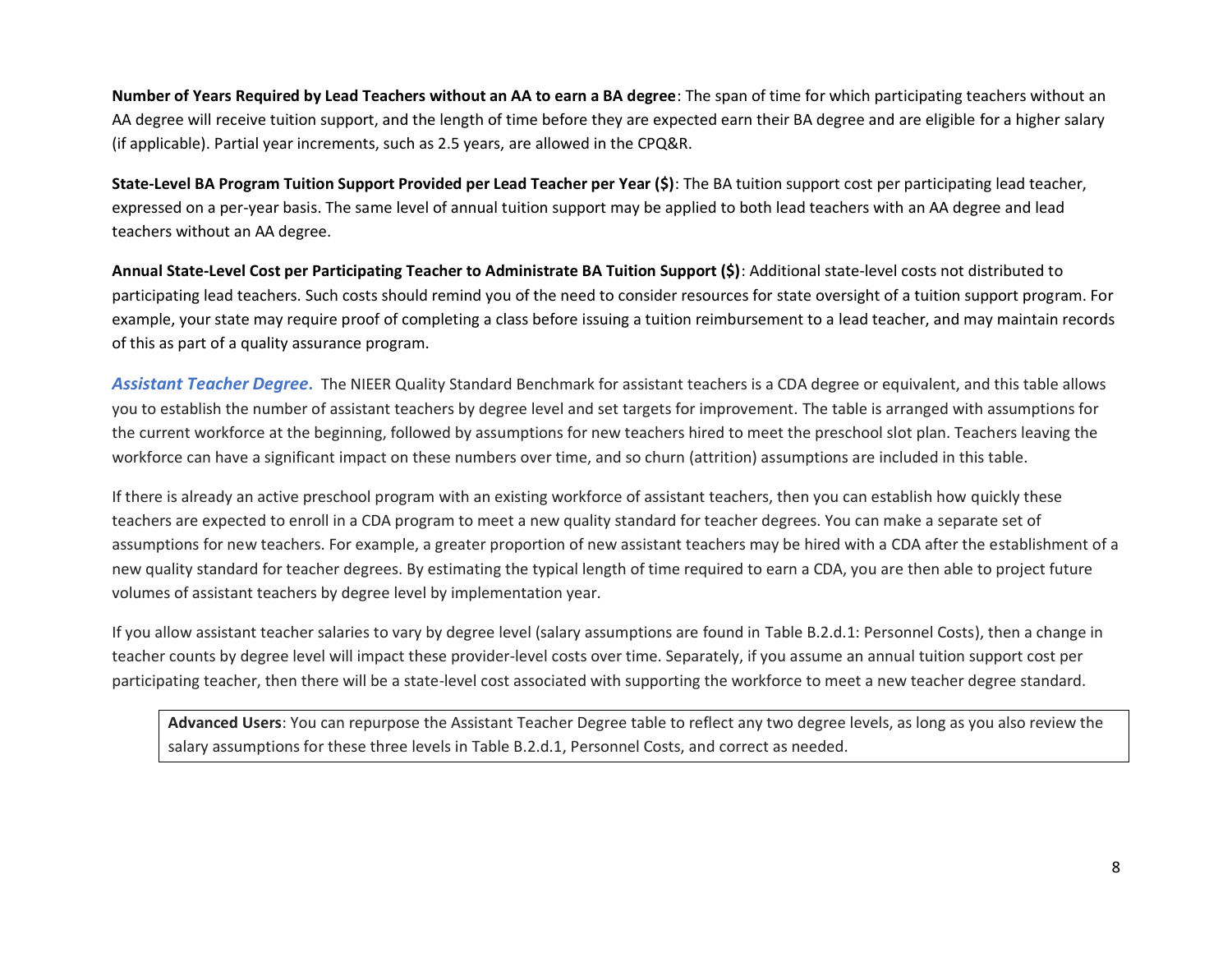**Number of Years Required by Lead Teachers without an AA to earn a BA degree**: The span of time for which participating teachers without an AA degree will receive tuition support, and the length of time before they are expected earn their BA degree and are eligible for a higher salary (if applicable). Partial year increments, such as 2.5 years, are allowed in the CPQ&R.

**State-Level BA Program Tuition Support Provided per Lead Teacher per Year ($)**: The BA tuition support cost per participating lead teacher, expressed on a per-year basis. The same level of annual tuition support may be applied to both lead teachers with an AA degree and lead teachers without an AA degree.

**Annual State-Level Cost per Participating Teacher to Administrate BA Tuition Support ($)**: Additional state-level costs not distributed to participating lead teachers. Such costs should remind you of the need to consider resources for state oversight of a tuition support program. For example, your state may require proof of completing a class before issuing a tuition reimbursement to a lead teacher, and may maintain records of this as part of a quality assurance program.

***Assistant Teacher Degree***. The NIEER Quality Standard Benchmark for assistant teachers is a CDA degree or equivalent, and this table allows you to establish the number of assistant teachers by degree level and set targets for improvement. The table is arranged with assumptions for the current workforce at the beginning, followed by assumptions for new teachers hired to meet the preschool slot plan. Teachers leaving the workforce can have a significant impact on these numbers over time, and so churn (attrition) assumptions are included in this table.

If there is already an active preschool program with an existing workforce of assistant teachers, then you can establish how quickly these teachers are expected to enroll in a CDA program to meet a new quality standard for teacher degrees. You can make a separate set of assumptions for new teachers. For example, a greater proportion of new assistant teachers may be hired with a CDA after the establishment of a new quality standard for teacher degrees. By estimating the typical length of time required to earn a CDA, you are then able to project future volumes of assistant teachers by degree level by implementation year.

If you allow assistant teacher salaries to vary by degree level (salary assumptions are found in Table B.2.d.1: Personnel Costs), then a change in teacher counts by degree level will impact these provider-level costs over time. Separately, if you assume an annual tuition support cost per participating teacher, then there will be a state-level cost associated with supporting the workforce to meet a new teacher degree standard.

> **Advanced Users**: You can repurpose the Assistant Teacher Degree table to reflect any two degree levels, as long as you also review the salary assumptions for these three levels in Table B.2.d.1, Personnel Costs, and correct as needed.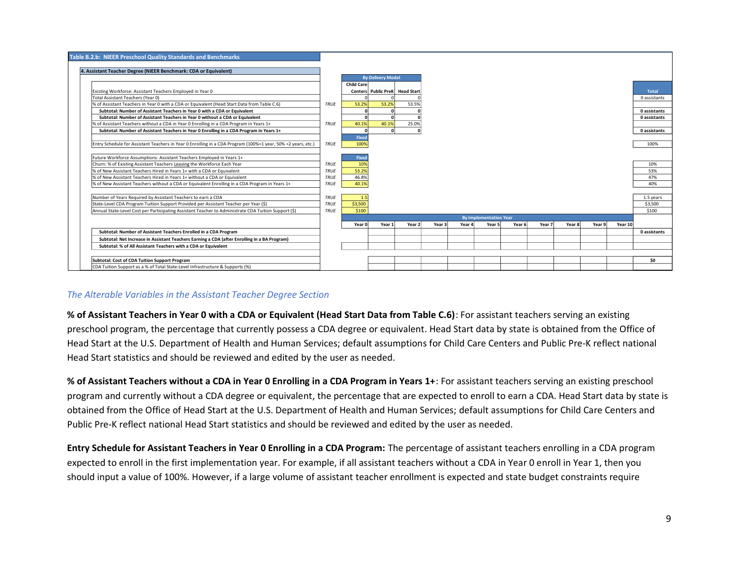**Table B.2.b: NIEER Preschool Quality Standards and Benchmarks**

**4. Assistant Teacher Degree (NIEER Benchmark: CDA or Equivalent)**

| | | By Delivery Model | | | | | | | | | | | | Total |
|---|---|---|---|---|---|---|---|---|---|---|---|---|---|---|
| Existing Workforce: Assistant Teachers Employed in Year 0 | | Child Care Centers | Public PreK | Head Start | | | | | | | | | | Total |
| Total Assistant Teachers (Year 0) | | 0 | 0 | 0 | | | | | | | | | | 0 assistants |
| % of Assistant Teachers in Year 0 with a CDA or Equivalent (Head Start Data from Table C.6) | TRUE | 53.2% | 53.2% | 53.5% | | | | | | | | | | |
| **Subtotal: Number of Assistant Teachers in Year 0 with a CDA or Equivalent** | | **0** | **0** | **0** | | | | | | | | | | **0 assistants** |
| **Subtotal: Number of Assistant Teachers in Year 0 without a CDA or Equivalent** | | **0** | **0** | **0** | | | | | | | | | | **0 assistants** |
| % of Assistant Teachers without a CDA in Year 0 Enrolling in a CDA Program in Years 1+ | TRUE | 40.1% | 40.1% | 25.0% | | | | | | | | | | |
| **Subtotal: Number of Assistant Teachers in Year 0 Enrolling in a CDA Program in Years 1+** | | **0** | **0** | **0** | | | | | | | | | | **0 assistants** |
| | | Fixed | | | | | | | | | | | | |
| Entry Schedule for Assistant Teachers in Year 0 Enrolling in a CDA Program (100%=1 year, 50% =2 years, etc.) | TRUE | 100% | | | | | | | | | | | | 100% |
| | | | | | | | | | | | | | | |
| Future Workforce Assumptions: Assistant Teachers Employed in Years 1+ | | Fixed | | | | | | | | | | | | |
| Churn: % of Existing Assistant Teachers Leaving the Workforce Each Year | TRUE | 10% | | | | | | | | | | | | 10% |
| % of New Assistant Teachers Hired in Years 1+ with a CDA or Equivalent | TRUE | 53.2% | | | | | | | | | | | | 53% |
| % of New Assistant Teachers Hired in Years 1+ without a CDA or Equivalent | TRUE | 46.8% | | | | | | | | | | | | 47% |
| % of New Assistant Teachers without a CDA or Equivalent Enrolling in a CDA Program in Years 1+ | TRUE | 40.1% | | | | | | | | | | | | 40% |
| | | | | | | | | | | | | | | |
| Number of Years Required by Assistant Teachers to earn a CDA | TRUE | 1.5 | | | | | | | | | | | | 1.5 years |
| State-Level CDA Program Tuition Support Provided per Assistant Teacher per Year ($) | TRUE | $3,500 | | | | | | | | | | | | $3,500 |
| Annual State-Level Cost per Participating Assistant Teacher to Administrate CDA Tuition Support ($) | TRUE | $100 | | | | | | | | | | | | $100 |
| | | By Implementation Year | | | | | | | | | | | | |
| | | Year 0 | Year 1 | Year 2 | Year 3 | Year 4 | Year 5 | Year 6 | Year 7 | Year 8 | Year 9 | Year 10 | | |
| **Subtotal: Number of Assistant Teachers Enrolled in a CDA Program** | | | | | | | | | | | | | | **0 assistants** |
| **Subtotal: Net Increase in Assistant Teachers Earning a CDA (after Enrolling in a BA Program)** | | | | | | | | | | | | | | |
| **Subtotal: % of All Assistant Teachers with a CDA or Equivalent** | | | | | | | | | | | | | | |
| | | | | | | | | | | | | | | |
| **Subtotal: Cost of CDA Tuition Support Program** | | | | | | | | | | | | | | **$0** |
| CDA Tuition Support as a % of Total State-Level Infrastructure & Supports (%) | | | | | | | | | | | | | | |

*The Alterable Variables in the Assistant Teacher Degree Section*

**% of Assistant Teachers in Year 0 with a CDA or Equivalent (Head Start Data from Table C.6)**: For assistant teachers serving an existing preschool program, the percentage that currently possess a CDA degree or equivalent. Head Start data by state is obtained from the Office of Head Start at the U.S. Department of Health and Human Services; default assumptions for Child Care Centers and Public Pre-K reflect national Head Start statistics and should be reviewed and edited by the user as needed.

**% of Assistant Teachers without a CDA in Year 0 Enrolling in a CDA Program in Years 1+**: For assistant teachers serving an existing preschool program and currently without a CDA degree or equivalent, the percentage that are expected to enroll to earn a CDA. Head Start data by state is obtained from the Office of Head Start at the U.S. Department of Health and Human Services; default assumptions for Child Care Centers and Public Pre-K reflect national Head Start statistics and should be reviewed and edited by the user as needed.

**Entry Schedule for Assistant Teachers in Year 0 Enrolling in a CDA Program:** The percentage of assistant teachers enrolling in a CDA program expected to enroll in the first implementation year. For example, if all assistant teachers without a CDA in Year 0 enroll in Year 1, then you should input a value of 100%. However, if a large volume of assistant teacher enrollment is expected and state budget constraints require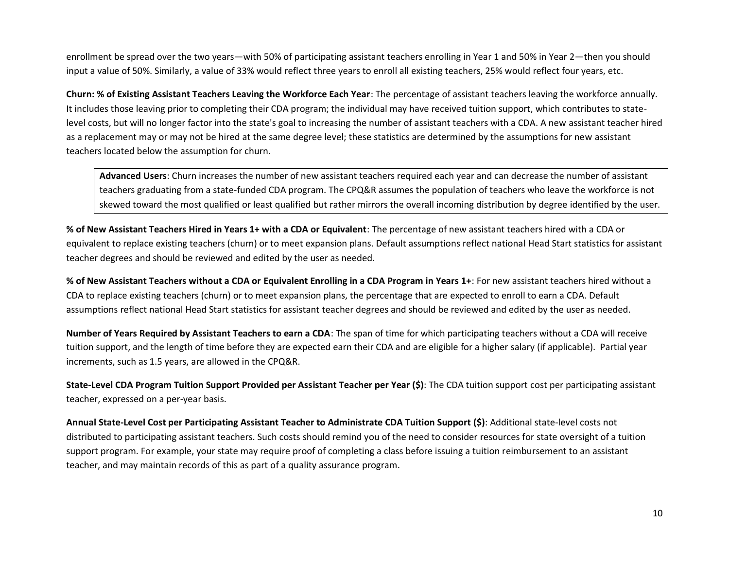enrollment be spread over the two years—with 50% of participating assistant teachers enrolling in Year 1 and 50% in Year 2—then you should input a value of 50%. Similarly, a value of 33% would reflect three years to enroll all existing teachers, 25% would reflect four years, etc.

**Churn: % of Existing Assistant Teachers Leaving the Workforce Each Year**: The percentage of assistant teachers leaving the workforce annually. It includes those leaving prior to completing their CDA program; the individual may have received tuition support, which contributes to state-level costs, but will no longer factor into the state's goal to increasing the number of assistant teachers with a CDA. A new assistant teacher hired as a replacement may or may not be hired at the same degree level; these statistics are determined by the assumptions for new assistant teachers located below the assumption for churn.

> **Advanced Users**: Churn increases the number of new assistant teachers required each year and can decrease the number of assistant teachers graduating from a state-funded CDA program. The CPQ&R assumes the population of teachers who leave the workforce is not skewed toward the most qualified or least qualified but rather mirrors the overall incoming distribution by degree identified by the user.

**% of New Assistant Teachers Hired in Years 1+ with a CDA or Equivalent**: The percentage of new assistant teachers hired with a CDA or equivalent to replace existing teachers (churn) or to meet expansion plans. Default assumptions reflect national Head Start statistics for assistant teacher degrees and should be reviewed and edited by the user as needed.

**% of New Assistant Teachers without a CDA or Equivalent Enrolling in a CDA Program in Years 1+**: For new assistant teachers hired without a CDA to replace existing teachers (churn) or to meet expansion plans, the percentage that are expected to enroll to earn a CDA. Default assumptions reflect national Head Start statistics for assistant teacher degrees and should be reviewed and edited by the user as needed.

**Number of Years Required by Assistant Teachers to earn a CDA**: The span of time for which participating teachers without a CDA will receive tuition support, and the length of time before they are expected earn their CDA and are eligible for a higher salary (if applicable). Partial year increments, such as 1.5 years, are allowed in the CPQ&R.

**State-Level CDA Program Tuition Support Provided per Assistant Teacher per Year ($)**: The CDA tuition support cost per participating assistant teacher, expressed on a per-year basis.

**Annual State-Level Cost per Participating Assistant Teacher to Administrate CDA Tuition Support ($)**: Additional state-level costs not distributed to participating assistant teachers. Such costs should remind you of the need to consider resources for state oversight of a tuition support program. For example, your state may require proof of completing a class before issuing a tuition reimbursement to an assistant teacher, and may maintain records of this as part of a quality assurance program.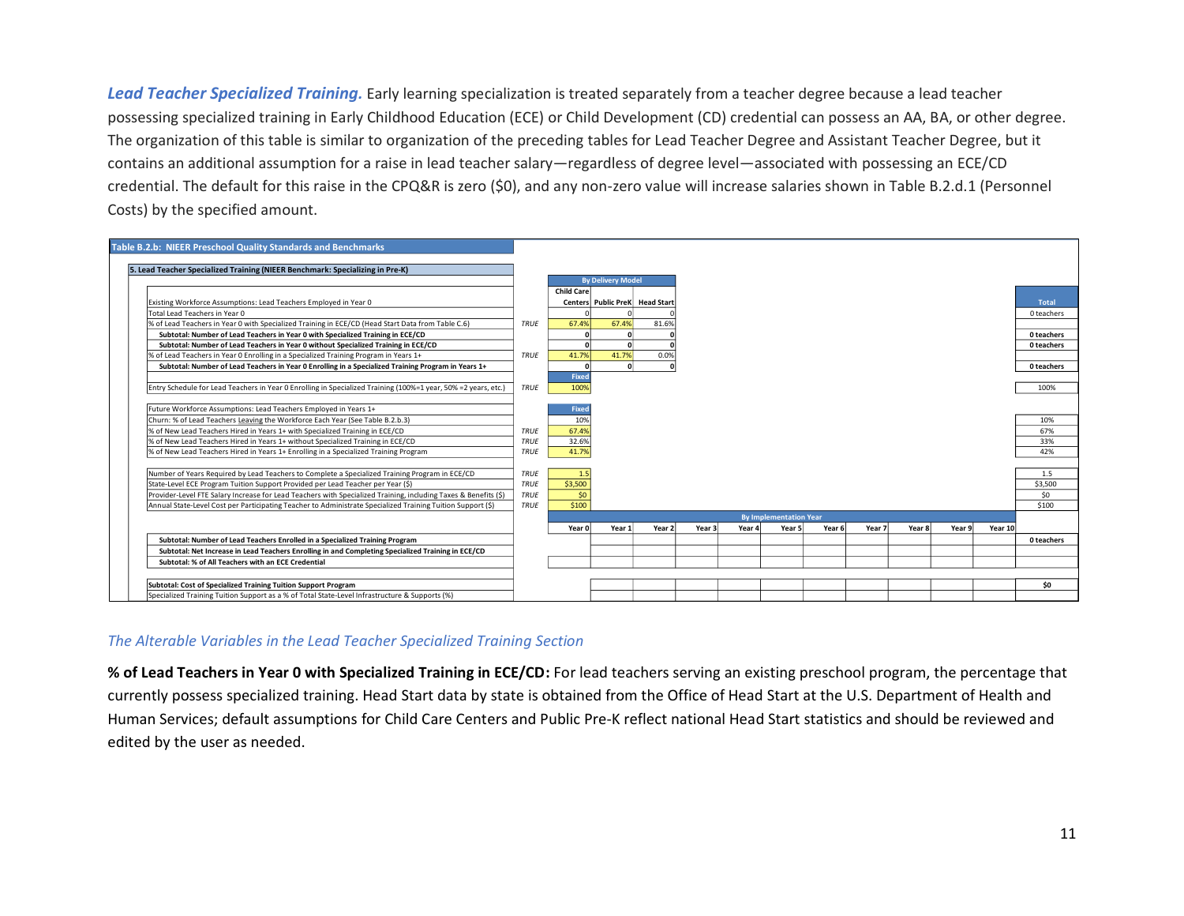***Lead Teacher Specialized Training.*** Early learning specialization is treated separately from a teacher degree because a lead teacher possessing specialized training in Early Childhood Education (ECE) or Child Development (CD) credential can possess an AA, BA, or other degree. The organization of this table is similar to organization of the preceding tables for Lead Teacher Degree and Assistant Teacher Degree, but it contains an additional assumption for a raise in lead teacher salary—regardless of degree level—associated with possessing an ECE/CD credential. The default for this raise in the CPQ&R is zero ($0), and any non-zero value will increase salaries shown in Table B.2.d.1 (Personnel Costs) by the specified amount.

**Table B.2.b: NIEER Preschool Quality Standards and Benchmarks**

**5. Lead Teacher Specialized Training (NIEER Benchmark: Specializing in Pre-K)**

| | | By Delivery Model | | | Total |
|---|---|---|---|---|---|
| Existing Workforce Assumptions: Lead Teachers Employed in Year 0 | | Child Care Centers | Public PreK | Head Start | |
| Total Lead Teachers in Year 0 | | 0 | 0 | 0 | 0 teachers |
| % of Lead Teachers in Year 0 with Specialized Training in ECE/CD (Head Start Data from Table C.6) | TRUE | 67.4% | 67.4% | 81.6% | |
| **Subtotal: Number of Lead Teachers in Year 0 with Specialized Training in ECE/CD** | | **0** | **0** | **0** | **0 teachers** |
| **Subtotal: Number of Lead Teachers in Year 0 without Specialized Training in ECE/CD** | | **0** | **0** | **0** | **0 teachers** |
| % of Lead Teachers in Year 0 Enrolling in a Specialized Training Program in Years 1+ | TRUE | 41.7% | 41.7% | 0.0% | |
| **Subtotal: Number of Lead Teachers in Year 0 Enrolling in a Specialized Training Program in Years 1+** | | **0** | **0** | **0** | **0 teachers** |
| | | Fixed | | | |
| Entry Schedule for Lead Teachers in Year 0 Enrolling in Specialized Training (100%=1 year, 50% =2 years, etc.) | TRUE | 100% | | | 100% |
| | | | | | |
| Future Workforce Assumptions: Lead Teachers Employed in Years 1+ | | Fixed | | | |
| Churn: % of Lead Teachers Leaving the Workforce Each Year (See Table B.2.b.3) | | 10% | | | 10% |
| % of New Lead Teachers Hired in Years 1+ with Specialized Training in ECE/CD | TRUE | 67.4% | | | 67% |
| % of New Lead Teachers Hired in Years 1+ without Specialized Training in ECE/CD | TRUE | 32.6% | | | 33% |
| % of New Lead Teachers Hired in Years 1+ Enrolling in a Specialized Training Program | TRUE | 41.7% | | | 42% |
| | | | | | |
| Number of Years Required by Lead Teachers to Complete a Specialized Training Program in ECE/CD | TRUE | 1.5 | | | 1.5 |
| State-Level ECE Program Tuition Support Provided per Lead Teacher per Year ($) | TRUE | $3,500 | | | $3,500 |
| Provider-Level FTE Salary Increase for Lead Teachers with Specialized Training, including Taxes & Benefits ($) | TRUE | $0 | | | $0 |
| Annual State-Level Cost per Participating Teacher to Administrate Specialized Training Tuition Support ($) | TRUE | $100 | | | $100 |

| | By Implementation Year | | | | | | | | | | | Total |
|---|---|---|---|---|---|---|---|---|---|---|---|---|
| | Year 0 | Year 1 | Year 2 | Year 3 | Year 4 | Year 5 | Year 6 | Year 7 | Year 8 | Year 9 | Year 10 | |
| **Subtotal: Number of Lead Teachers Enrolled in a Specialized Training Program** | | | | | | | | | | | | **0 teachers** |
| **Subtotal: Net Increase in Lead Teachers Enrolling in and Completing Specialized Training in ECE/CD** | | | | | | | | | | | | |
| **Subtotal: % of All Teachers with an ECE Credential** | | | | | | | | | | | | |
| | | | | | | | | | | | | |
| **Subtotal: Cost of Specialized Training Tuition Support Program** | | | | | | | | | | | | **$0** |
| Specialized Training Tuition Support as a % of Total State-Level Infrastructure & Supports (%) | | | | | | | | | | | | |

*The Alterable Variables in the Lead Teacher Specialized Training Section*

**% of Lead Teachers in Year 0 with Specialized Training in ECE/CD:** For lead teachers serving an existing preschool program, the percentage that currently possess specialized training. Head Start data by state is obtained from the Office of Head Start at the U.S. Department of Health and Human Services; default assumptions for Child Care Centers and Public Pre-K reflect national Head Start statistics and should be reviewed and edited by the user as needed.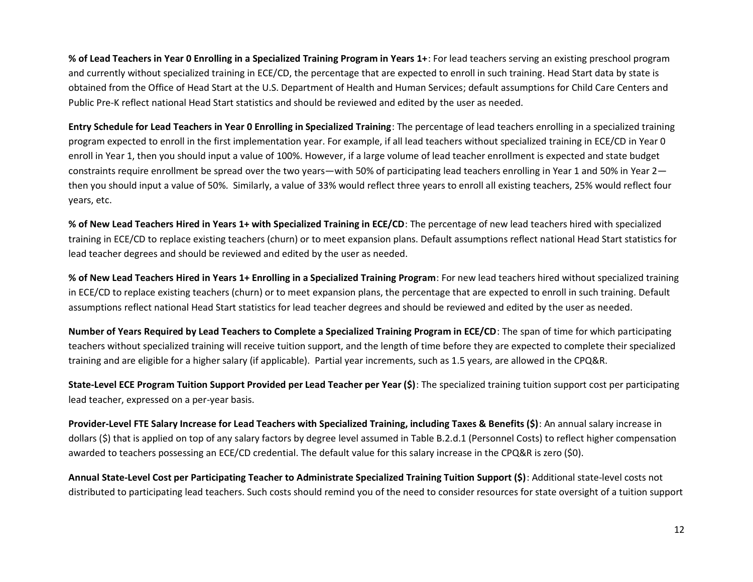**% of Lead Teachers in Year 0 Enrolling in a Specialized Training Program in Years 1+**: For lead teachers serving an existing preschool program and currently without specialized training in ECE/CD, the percentage that are expected to enroll in such training. Head Start data by state is obtained from the Office of Head Start at the U.S. Department of Health and Human Services; default assumptions for Child Care Centers and Public Pre-K reflect national Head Start statistics and should be reviewed and edited by the user as needed.

**Entry Schedule for Lead Teachers in Year 0 Enrolling in Specialized Training**: The percentage of lead teachers enrolling in a specialized training program expected to enroll in the first implementation year. For example, if all lead teachers without specialized training in ECE/CD in Year 0 enroll in Year 1, then you should input a value of 100%. However, if a large volume of lead teacher enrollment is expected and state budget constraints require enrollment be spread over the two years—with 50% of participating lead teachers enrolling in Year 1 and 50% in Year 2—then you should input a value of 50%. Similarly, a value of 33% would reflect three years to enroll all existing teachers, 25% would reflect four years, etc.

**% of New Lead Teachers Hired in Years 1+ with Specialized Training in ECE/CD**: The percentage of new lead teachers hired with specialized training in ECE/CD to replace existing teachers (churn) or to meet expansion plans. Default assumptions reflect national Head Start statistics for lead teacher degrees and should be reviewed and edited by the user as needed.

**% of New Lead Teachers Hired in Years 1+ Enrolling in a Specialized Training Program**: For new lead teachers hired without specialized training in ECE/CD to replace existing teachers (churn) or to meet expansion plans, the percentage that are expected to enroll in such training. Default assumptions reflect national Head Start statistics for lead teacher degrees and should be reviewed and edited by the user as needed.

**Number of Years Required by Lead Teachers to Complete a Specialized Training Program in ECE/CD**: The span of time for which participating teachers without specialized training will receive tuition support, and the length of time before they are expected to complete their specialized training and are eligible for a higher salary (if applicable). Partial year increments, such as 1.5 years, are allowed in the CPQ&R.

**State-Level ECE Program Tuition Support Provided per Lead Teacher per Year ($)**: The specialized training tuition support cost per participating lead teacher, expressed on a per-year basis.

**Provider-Level FTE Salary Increase for Lead Teachers with Specialized Training, including Taxes & Benefits ($)**: An annual salary increase in dollars ($) that is applied on top of any salary factors by degree level assumed in Table B.2.d.1 (Personnel Costs) to reflect higher compensation awarded to teachers possessing an ECE/CD credential. The default value for this salary increase in the CPQ&R is zero ($0).

**Annual State-Level Cost per Participating Teacher to Administrate Specialized Training Tuition Support ($)**: Additional state-level costs not distributed to participating lead teachers. Such costs should remind you of the need to consider resources for state oversight of a tuition support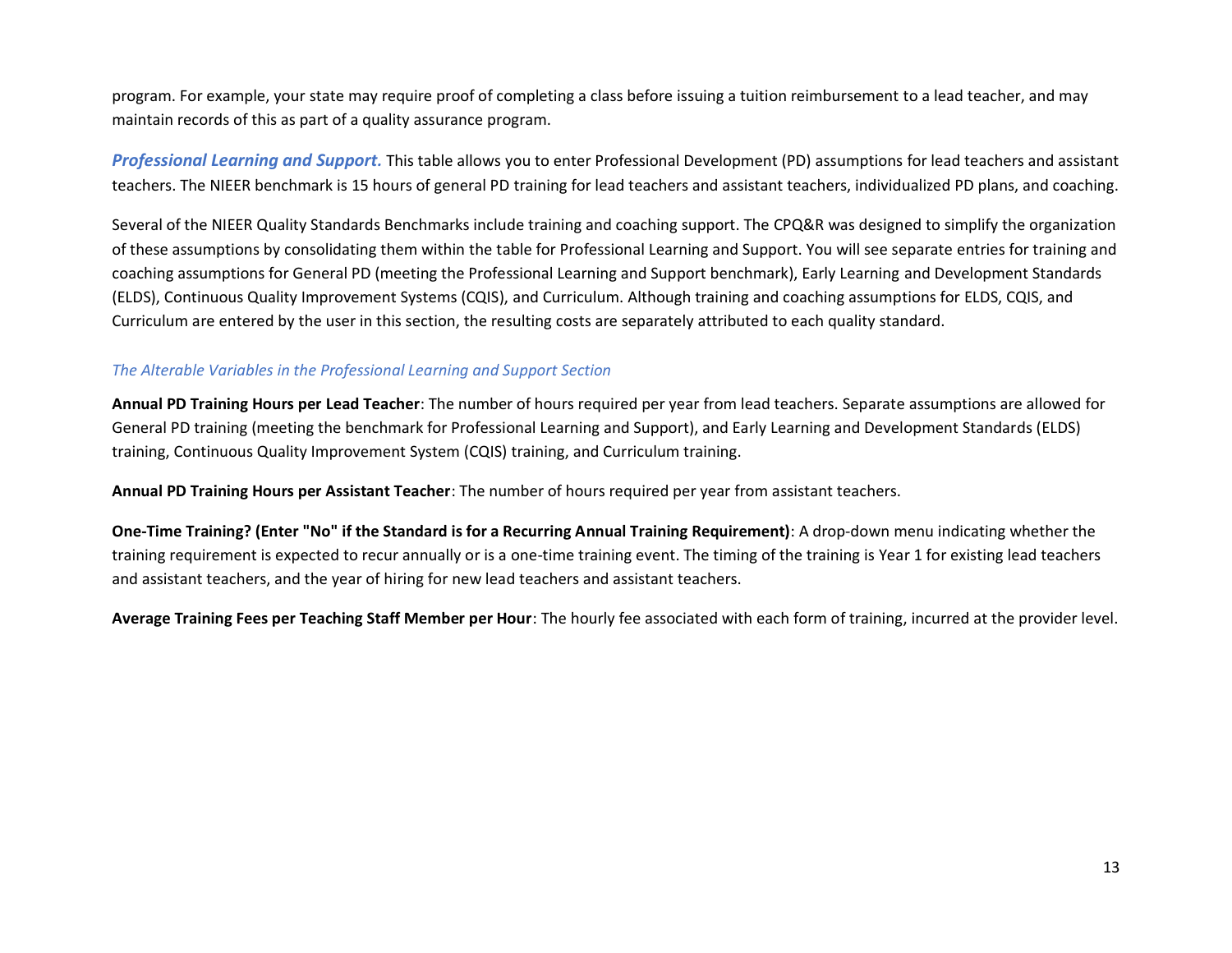program. For example, your state may require proof of completing a class before issuing a tuition reimbursement to a lead teacher, and may maintain records of this as part of a quality assurance program.

***Professional Learning and Support.*** This table allows you to enter Professional Development (PD) assumptions for lead teachers and assistant teachers. The NIEER benchmark is 15 hours of general PD training for lead teachers and assistant teachers, individualized PD plans, and coaching.

Several of the NIEER Quality Standards Benchmarks include training and coaching support. The CPQ&R was designed to simplify the organization of these assumptions by consolidating them within the table for Professional Learning and Support. You will see separate entries for training and coaching assumptions for General PD (meeting the Professional Learning and Support benchmark), Early Learning and Development Standards (ELDS), Continuous Quality Improvement Systems (CQIS), and Curriculum. Although training and coaching assumptions for ELDS, CQIS, and Curriculum are entered by the user in this section, the resulting costs are separately attributed to each quality standard.

*The Alterable Variables in the Professional Learning and Support Section*

**Annual PD Training Hours per Lead Teacher**: The number of hours required per year from lead teachers. Separate assumptions are allowed for General PD training (meeting the benchmark for Professional Learning and Support), and Early Learning and Development Standards (ELDS) training, Continuous Quality Improvement System (CQIS) training, and Curriculum training.

**Annual PD Training Hours per Assistant Teacher**: The number of hours required per year from assistant teachers.

**One-Time Training? (Enter "No" if the Standard is for a Recurring Annual Training Requirement)**: A drop-down menu indicating whether the training requirement is expected to recur annually or is a one-time training event. The timing of the training is Year 1 for existing lead teachers and assistant teachers, and the year of hiring for new lead teachers and assistant teachers.

**Average Training Fees per Teaching Staff Member per Hour**: The hourly fee associated with each form of training, incurred at the provider level.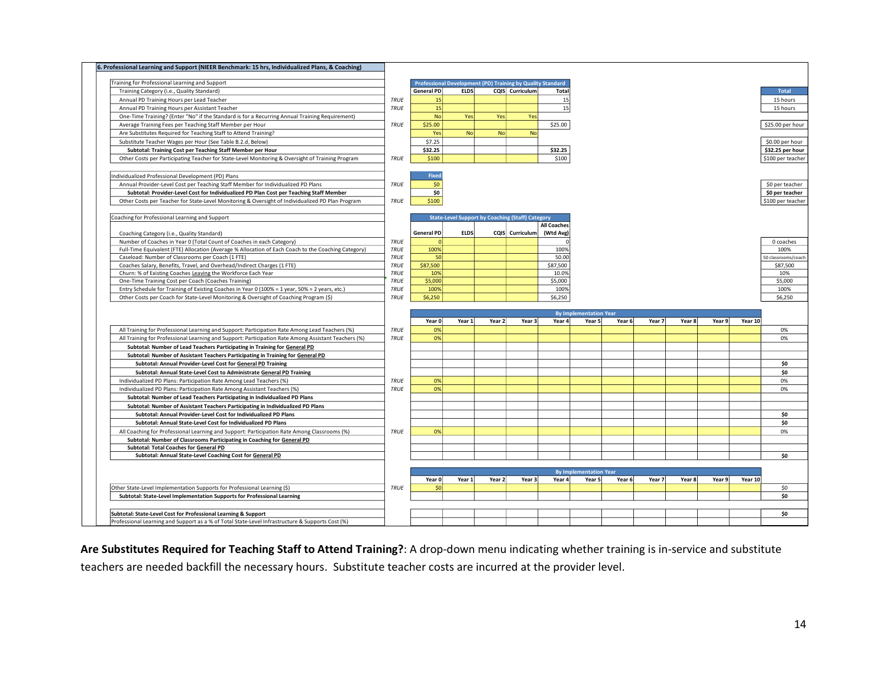**6. Professional Learning and Support (NIEER Benchmark: 15 hrs, Individualized Plans, & Coaching)**

| Training for Professional Learning and Support | | Professional Development (PD) Training by Quality Standard | | | | | Total |
|---|---|---|---|---|---|---|---|
| Training Category (i.e., Quality Standard) | | General PD | ELDS | CQIS | Curriculum | Total | |
| Annual PD Training Hours per Lead Teacher | TRUE | 15 | | | | 15 | 15 hours |
| Annual PD Training Hours per Assistant Teacher | TRUE | 15 | | | | 15 | 15 hours |
| One-Time Training? (Enter "No" if the Standard is for a Recurring Annual Training Requirement) | | No | Yes | Yes | Yes | | |
| Average Training Fees per Teaching Staff Member per Hour | TRUE | $25.00 | | | | $25.00 | $25.00 per hour |
| Are Substitutes Required for Teaching Staff to Attend Training? | | Yes | No | No | No | | |
| Substitute Teacher Wages per Hour (See Table B.2.d, Below) | | $7.25 | | | | | $0.00 per hour |
| **Subtotal: Training Cost per Teaching Staff Member per Hour** | | **$32.25** | | | | **$32.25** | **$32.25 per hour** |
| Other Costs per Participating Teacher for State-Level Monitoring & Oversight of Training Program | TRUE | $100 | | | | $100 | $100 per teacher |

| Individualized Professional Development (PD) Plans | | Fixed | |
|---|---|---|---|
| Annual Provider-Level Cost per Teaching Staff Member for Individualized PD Plans | TRUE | $0 | $0 per teacher |
| **Subtotal: Provider-Level Cost for Individualized PD Plan Cost per Teaching Staff Member** | | **$0** | **$0 per teacher** |
| Other Costs per Teacher for State-Level Monitoring & Oversight of Individualized PD Plan Program | TRUE | $100 | $100 per teacher |

| Coaching for Professional Learning and Support | | State-Level Support by Coaching (Staff) Category | | | | | |
|---|---|---|---|---|---|---|---|
| Coaching Category (i.e., Quality Standard) | | General PD | ELDS | CQIS | Curriculum | All Coaches (Wtd Avg) | |
| Number of Coaches in Year 0 (Total Count of Coaches in each Category) | TRUE | 0 | | | | 0 | 0 coaches |
| Full-Time Equivalent (FTE) Allocation (Average % Allocation of Each Coach to the Coaching Category) | TRUE | 100% | | | | 100% | 100% |
| Caseload: Number of Classrooms per Coach (1 FTE) | TRUE | 50 | | | | 50.00 | 50 classrooms/coach |
| Coaches Salary, Benefits, Travel, and Overhead/Indirect Charges (1 FTE) | TRUE | $87,500 | | | | $87,500 | $87,500 |
| Churn: % of Existing Coaches Leaving the Workforce Each Year | TRUE | 10% | | | | 10.0% | 10% |
| One-Time Training Cost per Coach (Coaches Training) | TRUE | $5,000 | | | | $5,000 | $5,000 |
| Entry Schedule for Training of Existing Coaches in Year 0 (100% = 1 year, 50% = 2 years, etc.) | TRUE | 100% | | | | 100% | 100% |
| Other Costs per Coach for State-Level Monitoring & Oversight of Coaching Program ($) | TRUE | $6,250 | | | | $6,250 | $6,250 |

| | | By Implementation Year | | | | | | | | | | | |
|---|---|---|---|---|---|---|---|---|---|---|---|---|---|
| | | Year 0 | Year 1 | Year 2 | Year 3 | Year 4 | Year 5 | Year 6 | Year 7 | Year 8 | Year 9 | Year 10 | |
| All Training for Professional Learning and Support: Participation Rate Among Lead Teachers (%) | TRUE | 0% | | | | | | | | | | | 0% |
| All Training for Professional Learning and Support: Participation Rate Among Assistant Teachers (%) | TRUE | 0% | | | | | | | | | | | 0% |
| **Subtotal: Number of Lead Teachers Participating in Training for General PD** | | | | | | | | | | | | | |
| **Subtotal: Number of Assistant Teachers Participating in Training for General PD** | | | | | | | | | | | | | |
| **Subtotal: Annual Provider-Level Cost for General PD Training** | | | | | | | | | | | | | **$0** |
| **Subtotal: Annual State-Level Cost to Administrate General PD Training** | | | | | | | | | | | | | **$0** |
| Individualized PD Plans: Participation Rate Among Lead Teachers (%) | TRUE | 0% | | | | | | | | | | | 0% |
| Individualized PD Plans: Participation Rate Among Assistant Teachers (%) | TRUE | 0% | | | | | | | | | | | 0% |
| **Subtotal: Number of Lead Teachers Participating in Individualized PD Plans** | | | | | | | | | | | | | |
| **Subtotal: Number of Assistant Teachers Participating in Individualized PD Plans** | | | | | | | | | | | | | |
| **Subtotal: Annual Provider-Level Cost for Individualized PD Plans** | | | | | | | | | | | | | **$0** |
| **Subtotal: Annual State-Level Cost for Individualized PD Plans** | | | | | | | | | | | | | **$0** |
| All Coaching for Professional Learning and Support: Participation Rate Among Classrooms (%) | TRUE | 0% | | | | | | | | | | | 0% |
| **Subtotal: Number of Classrooms Participating in Coaching for General PD** | | | | | | | | | | | | | |
| **Subtotal: Total Coaches for General PD** | | | | | | | | | | | | | |
| **Subtotal: Annual State-Level Coaching Cost for General PD** | | | | | | | | | | | | | **$0** |

| | | By Implementation Year | | | | | | | | | | | |
|---|---|---|---|---|---|---|---|---|---|---|---|---|---|
| | | Year 0 | Year 1 | Year 2 | Year 3 | Year 4 | Year 5 | Year 6 | Year 7 | Year 8 | Year 9 | Year 10 | |
| Other State-Level Implementation Supports for Professional Learning ($) | TRUE | $0 | | | | | | | | | | | $0 |
| **Subtotal: State-Level Implementation Supports for Professional Learning** | | | | | | | | | | | | | **$0** |
| | | | | | | | | | | | | | |
| **Subtotal: State-Level Cost for Professional Learning & Support** | | | | | | | | | | | | | **$0** |
| Professional Learning and Support as a % of Total State-Level Infrastructure & Supports Cost (%) | | | | | | | | | | | | | |

**Are Substitutes Required for Teaching Staff to Attend Training?**: A drop-down menu indicating whether training is in-service and substitute teachers are needed backfill the necessary hours. Substitute teacher costs are incurred at the provider level.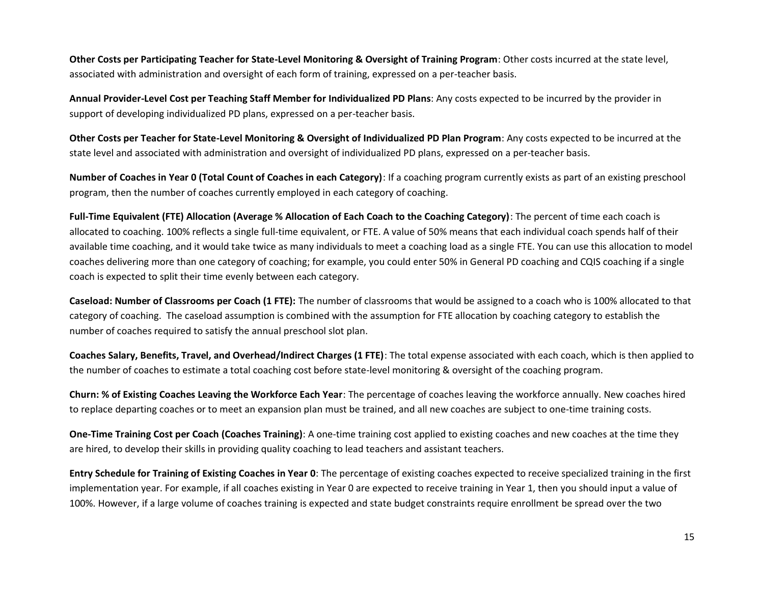**Other Costs per Participating Teacher for State-Level Monitoring & Oversight of Training Program**: Other costs incurred at the state level, associated with administration and oversight of each form of training, expressed on a per-teacher basis.

**Annual Provider-Level Cost per Teaching Staff Member for Individualized PD Plans**: Any costs expected to be incurred by the provider in support of developing individualized PD plans, expressed on a per-teacher basis.

**Other Costs per Teacher for State-Level Monitoring & Oversight of Individualized PD Plan Program**: Any costs expected to be incurred at the state level and associated with administration and oversight of individualized PD plans, expressed on a per-teacher basis.

**Number of Coaches in Year 0 (Total Count of Coaches in each Category)**: If a coaching program currently exists as part of an existing preschool program, then the number of coaches currently employed in each category of coaching.

**Full-Time Equivalent (FTE) Allocation (Average % Allocation of Each Coach to the Coaching Category)**: The percent of time each coach is allocated to coaching. 100% reflects a single full-time equivalent, or FTE. A value of 50% means that each individual coach spends half of their available time coaching, and it would take twice as many individuals to meet a coaching load as a single FTE. You can use this allocation to model coaches delivering more than one category of coaching; for example, you could enter 50% in General PD coaching and CQIS coaching if a single coach is expected to split their time evenly between each category.

**Caseload: Number of Classrooms per Coach (1 FTE):** The number of classrooms that would be assigned to a coach who is 100% allocated to that category of coaching. The caseload assumption is combined with the assumption for FTE allocation by coaching category to establish the number of coaches required to satisfy the annual preschool slot plan.

**Coaches Salary, Benefits, Travel, and Overhead/Indirect Charges (1 FTE)**: The total expense associated with each coach, which is then applied to the number of coaches to estimate a total coaching cost before state-level monitoring & oversight of the coaching program.

**Churn: % of Existing Coaches Leaving the Workforce Each Year**: The percentage of coaches leaving the workforce annually. New coaches hired to replace departing coaches or to meet an expansion plan must be trained, and all new coaches are subject to one-time training costs.

**One-Time Training Cost per Coach (Coaches Training)**: A one-time training cost applied to existing coaches and new coaches at the time they are hired, to develop their skills in providing quality coaching to lead teachers and assistant teachers.

**Entry Schedule for Training of Existing Coaches in Year 0**: The percentage of existing coaches expected to receive specialized training in the first implementation year. For example, if all coaches existing in Year 0 are expected to receive training in Year 1, then you should input a value of 100%. However, if a large volume of coaches training is expected and state budget constraints require enrollment be spread over the two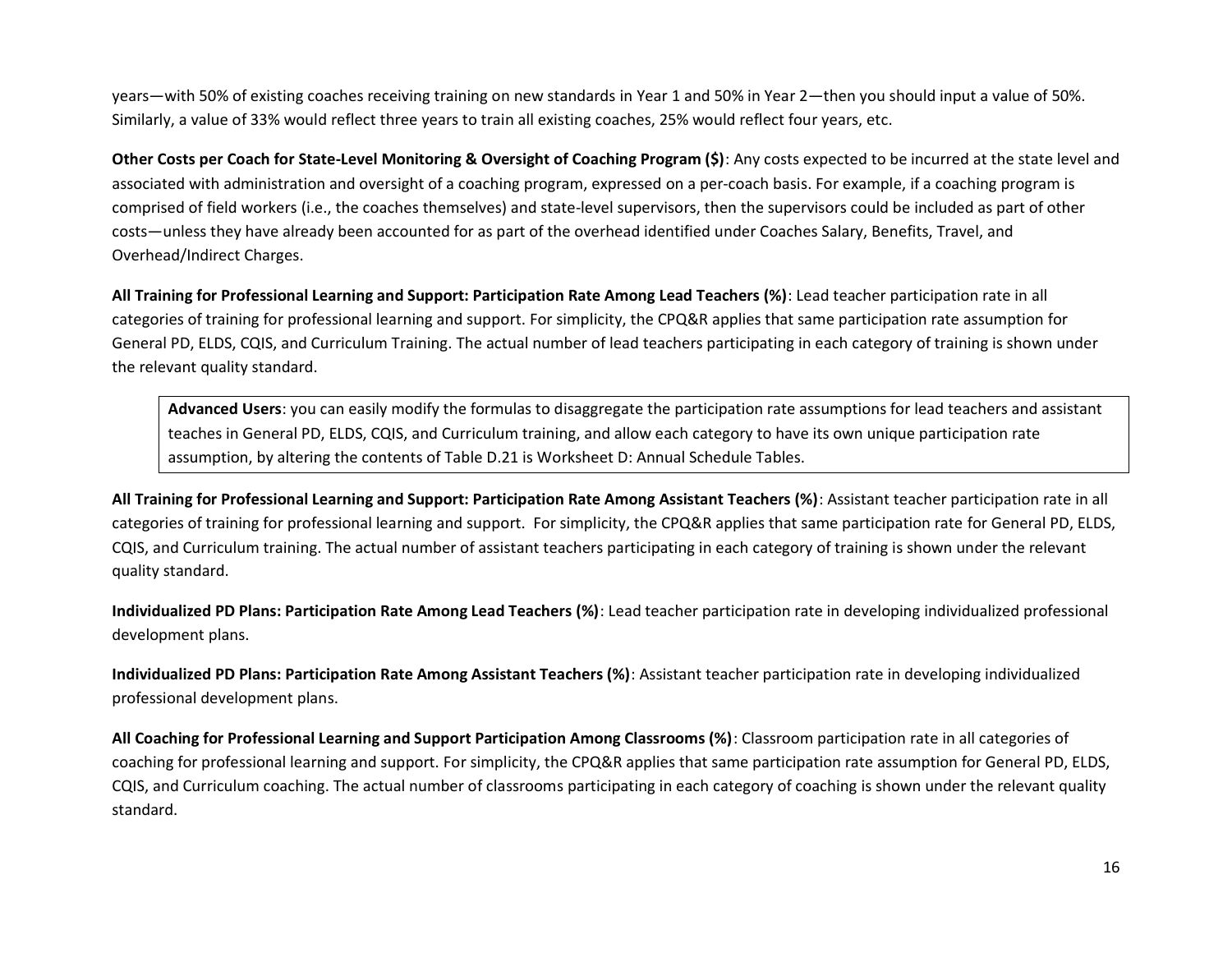years—with 50% of existing coaches receiving training on new standards in Year 1 and 50% in Year 2—then you should input a value of 50%. Similarly, a value of 33% would reflect three years to train all existing coaches, 25% would reflect four years, etc.

**Other Costs per Coach for State-Level Monitoring & Oversight of Coaching Program ($)**: Any costs expected to be incurred at the state level and associated with administration and oversight of a coaching program, expressed on a per-coach basis. For example, if a coaching program is comprised of field workers (i.e., the coaches themselves) and state-level supervisors, then the supervisors could be included as part of other costs—unless they have already been accounted for as part of the overhead identified under Coaches Salary, Benefits, Travel, and Overhead/Indirect Charges.

**All Training for Professional Learning and Support: Participation Rate Among Lead Teachers (%)**: Lead teacher participation rate in all categories of training for professional learning and support. For simplicity, the CPQ&R applies that same participation rate assumption for General PD, ELDS, CQIS, and Curriculum Training. The actual number of lead teachers participating in each category of training is shown under the relevant quality standard.

> **Advanced Users**: you can easily modify the formulas to disaggregate the participation rate assumptions for lead teachers and assistant teaches in General PD, ELDS, CQIS, and Curriculum training, and allow each category to have its own unique participation rate assumption, by altering the contents of Table D.21 is Worksheet D: Annual Schedule Tables.

**All Training for Professional Learning and Support: Participation Rate Among Assistant Teachers (%)**: Assistant teacher participation rate in all categories of training for professional learning and support. For simplicity, the CPQ&R applies that same participation rate for General PD, ELDS, CQIS, and Curriculum training. The actual number of assistant teachers participating in each category of training is shown under the relevant quality standard.

**Individualized PD Plans: Participation Rate Among Lead Teachers (%)**: Lead teacher participation rate in developing individualized professional development plans.

**Individualized PD Plans: Participation Rate Among Assistant Teachers (%)**: Assistant teacher participation rate in developing individualized professional development plans.

**All Coaching for Professional Learning and Support Participation Among Classrooms (%)**: Classroom participation rate in all categories of coaching for professional learning and support. For simplicity, the CPQ&R applies that same participation rate assumption for General PD, ELDS, CQIS, and Curriculum coaching. The actual number of classrooms participating in each category of coaching is shown under the relevant quality standard.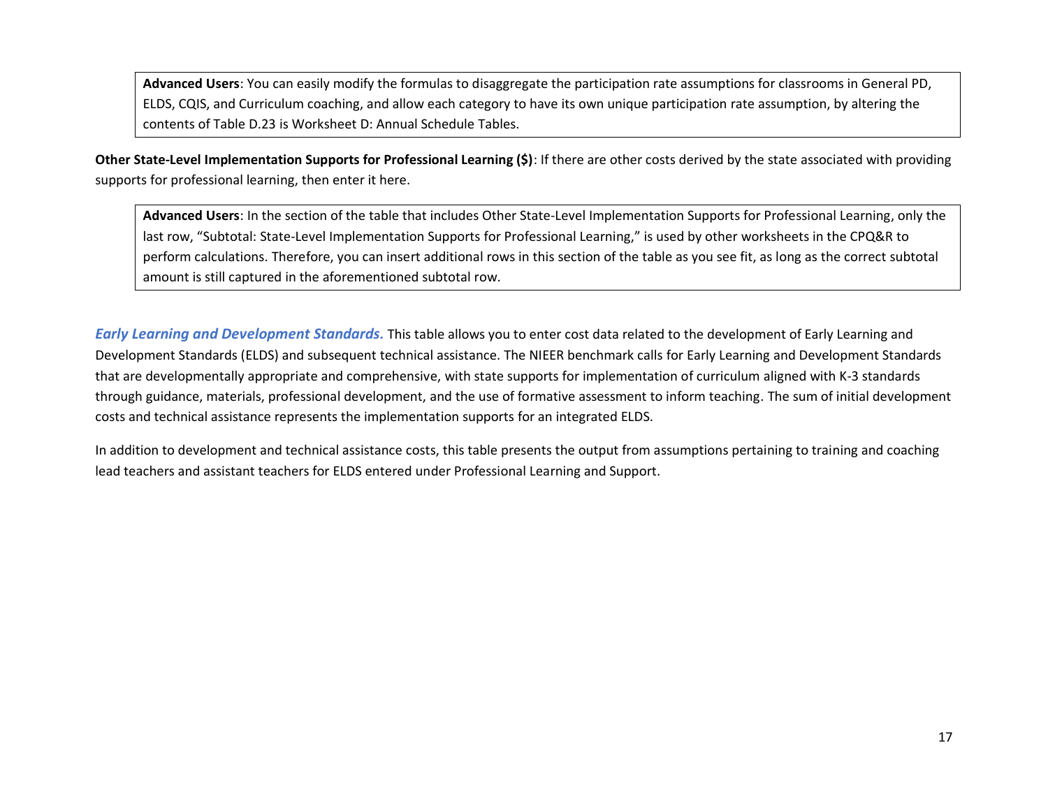> **Advanced Users**: You can easily modify the formulas to disaggregate the participation rate assumptions for classrooms in General PD, ELDS, CQIS, and Curriculum coaching, and allow each category to have its own unique participation rate assumption, by altering the contents of Table D.23 is Worksheet D: Annual Schedule Tables.

**Other State-Level Implementation Supports for Professional Learning ($)**: If there are other costs derived by the state associated with providing supports for professional learning, then enter it here.

> **Advanced Users**: In the section of the table that includes Other State-Level Implementation Supports for Professional Learning, only the last row, "Subtotal: State-Level Implementation Supports for Professional Learning," is used by other worksheets in the CPQ&R to perform calculations. Therefore, you can insert additional rows in this section of the table as you see fit, as long as the correct subtotal amount is still captured in the aforementioned subtotal row.

***Early Learning and Development Standards.*** This table allows you to enter cost data related to the development of Early Learning and Development Standards (ELDS) and subsequent technical assistance. The NIEER benchmark calls for Early Learning and Development Standards that are developmentally appropriate and comprehensive, with state supports for implementation of curriculum aligned with K-3 standards through guidance, materials, professional development, and the use of formative assessment to inform teaching. The sum of initial development costs and technical assistance represents the implementation supports for an integrated ELDS.

In addition to development and technical assistance costs, this table presents the output from assumptions pertaining to training and coaching lead teachers and assistant teachers for ELDS entered under Professional Learning and Support.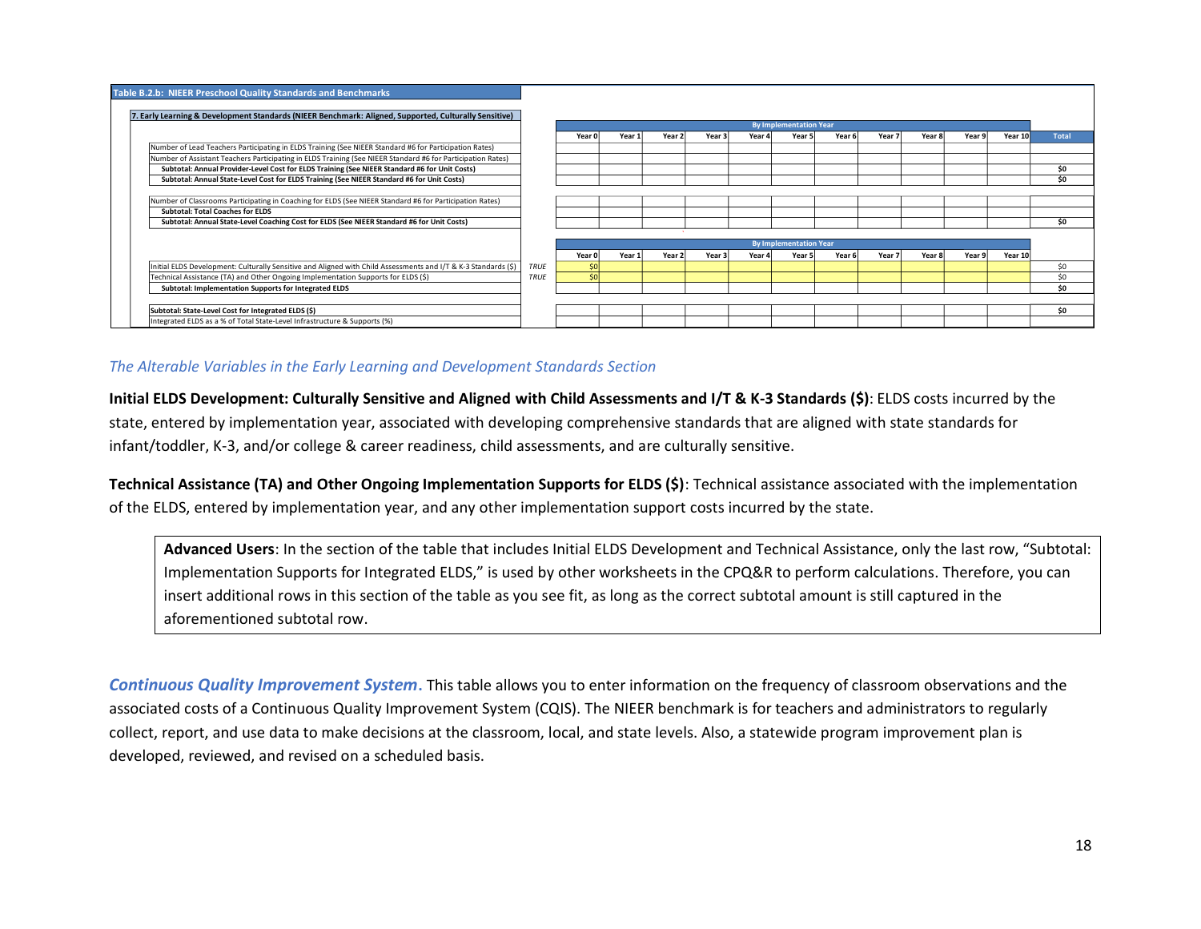| Table B.2.b: NIEER Preschool Quality Standards and Benchmarks | | | | | | | | | | | | | |
|---|---|---|---|---|---|---|---|---|---|---|---|---|---|
| **7. Early Learning & Development Standards (NIEER Benchmark: Aligned, Supported, Culturally Sensitive)** | | | | | | | | | | | | | |
| | | By Implementation Year | | | | | | | | | | | |
| | | Year 0 | Year 1 | Year 2 | Year 3 | Year 4 | Year 5 | Year 6 | Year 7 | Year 8 | Year 9 | Year 10 | Total |
| Number of Lead Teachers Participating in ELDS Training (See NIEER Standard #6 for Participation Rates) | | | | | | | | | | | | | |
| Number of Assistant Teachers Participating in ELDS Training (See NIEER Standard #6 for Participation Rates) | | | | | | | | | | | | | |
| **Subtotal: Annual Provider-Level Cost for ELDS Training (See NIEER Standard #6 for Unit Costs)** | | | | | | | | | | | | | **$0** |
| **Subtotal: Annual State-Level Cost for ELDS Training (See NIEER Standard #6 for Unit Costs)** | | | | | | | | | | | | | **$0** |
| Number of Classrooms Participating in Coaching for ELDS (See NIEER Standard #6 for Participation Rates) | | | | | | | | | | | | | |
| **Subtotal: Total Coaches for ELDS** | | | | | | | | | | | | | |
| **Subtotal: Annual State-Level Coaching Cost for ELDS (See NIEER Standard #6 for Unit Costs)** | | | | | | | | | | | | | **$0** |
| | | By Implementation Year | | | | | | | | | | | |
| | | Year 0 | Year 1 | Year 2 | Year 3 | Year 4 | Year 5 | Year 6 | Year 7 | Year 8 | Year 9 | Year 10 | |
| Initial ELDS Development: Culturally Sensitive and Aligned with Child Assessments and I/T & K-3 Standards ($) | *TRUE* | $0 | | | | | | | | | | | $0 |
| Technical Assistance (TA) and Other Ongoing Implementation Supports for ELDS ($) | *TRUE* | $0 | | | | | | | | | | | $0 |
| **Subtotal: Implementation Supports for Integrated ELDS** | | | | | | | | | | | | | **$0** |
| **Subtotal: State-Level Cost for Integrated ELDS ($)** | | | | | | | | | | | | | **$0** |
| Integrated ELDS as a % of Total State-Level Infrastructure & Supports (%) | | | | | | | | | | | | | |

*The Alterable Variables in the Early Learning and Development Standards Section*

**Initial ELDS Development: Culturally Sensitive and Aligned with Child Assessments and I/T & K-3 Standards ($)**: ELDS costs incurred by the state, entered by implementation year, associated with developing comprehensive standards that are aligned with state standards for infant/toddler, K-3, and/or college & career readiness, child assessments, and are culturally sensitive.

**Technical Assistance (TA) and Other Ongoing Implementation Supports for ELDS ($)**: Technical assistance associated with the implementation of the ELDS, entered by implementation year, and any other implementation support costs incurred by the state.

> **Advanced Users**: In the section of the table that includes Initial ELDS Development and Technical Assistance, only the last row, "Subtotal: Implementation Supports for Integrated ELDS," is used by other worksheets in the CPQ&R to perform calculations. Therefore, you can insert additional rows in this section of the table as you see fit, as long as the correct subtotal amount is still captured in the aforementioned subtotal row.

***Continuous Quality Improvement System*.** This table allows you to enter information on the frequency of classroom observations and the associated costs of a Continuous Quality Improvement System (CQIS). The NIEER benchmark is for teachers and administrators to regularly collect, report, and use data to make decisions at the classroom, local, and state levels. Also, a statewide program improvement plan is developed, reviewed, and revised on a scheduled basis.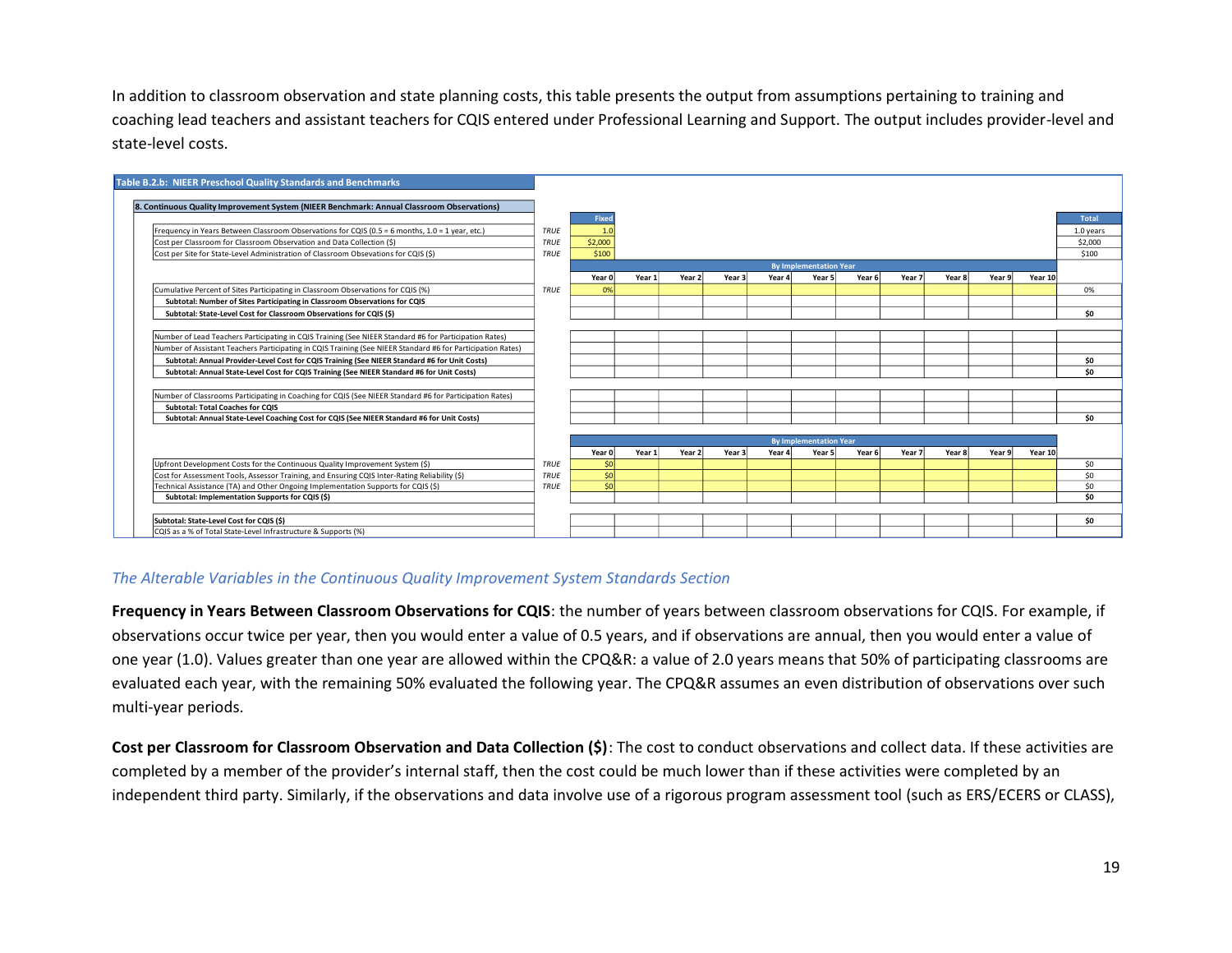In addition to classroom observation and state planning costs, this table presents the output from assumptions pertaining to training and coaching lead teachers and assistant teachers for CQIS entered under Professional Learning and Support. The output includes provider-level and state-level costs.

**Table B.2.b: NIEER Preschool Quality Standards and Benchmarks**

**8. Continuous Quality Improvement System (NIEER Benchmark: Annual Classroom Observations)**

| | | Fixed | | | | | | | | | | | Total |
|---|---|---|---|---|---|---|---|---|---|---|---|---|---|
| Frequency in Years Between Classroom Observations for CQIS (0.5 = 6 months, 1.0 = 1 year, etc.) | TRUE | 1.0 | | | | | | | | | | | 1.0 years |
| Cost per Classroom for Classroom Observation and Data Collection ($) | TRUE | $2,000 | | | | | | | | | | | $2,000 |
| Cost per Site for State-Level Administration of Classroom Obsevations for CQIS ($) | TRUE | $100 | | | | | | | | | | | $100 |
| | | By Implementation Year | | | | | | | | | | | |
| | | Year 0 | Year 1 | Year 2 | Year 3 | Year 4 | Year 5 | Year 6 | Year 7 | Year 8 | Year 9 | Year 10 | |
| Cumulative Percent of Sites Participating in Classroom Observations for CQIS (%) | TRUE | 0% | | | | | | | | | | | 0% |
| **Subtotal: Number of Sites Participating in Classroom Observations for CQIS** | | | | | | | | | | | | | |
| **Subtotal: State-Level Cost for Classroom Observations for CQIS ($)** | | | | | | | | | | | | | **$0** |
| Number of Lead Teachers Participating in CQIS Training (See NIEER Standard #6 for Participation Rates) | | | | | | | | | | | | | |
| Number of Assistant Teachers Participating in CQIS Training (See NIEER Standard #6 for Participation Rates) | | | | | | | | | | | | | |
| **Subtotal: Annual Provider-Level Cost for CQIS Training (See NIEER Standard #6 for Unit Costs)** | | | | | | | | | | | | | **$0** |
| **Subtotal: Annual State-Level Cost for CQIS Training (See NIEER Standard #6 for Unit Costs)** | | | | | | | | | | | | | **$0** |
| Number of Classrooms Participating in Coaching for CQIS (See NIEER Standard #6 for Participation Rates) | | | | | | | | | | | | | |
| **Subtotal: Total Coaches for CQIS** | | | | | | | | | | | | | |
| **Subtotal: Annual State-Level Coaching Cost for CQIS (See NIEER Standard #6 for Unit Costs)** | | | | | | | | | | | | | **$0** |
| | | By Implementation Year | | | | | | | | | | | |
| | | Year 0 | Year 1 | Year 2 | Year 3 | Year 4 | Year 5 | Year 6 | Year 7 | Year 8 | Year 9 | Year 10 | |
| Upfront Development Costs for the Continuous Quality Improvement System ($) | TRUE | $0 | | | | | | | | | | | $0 |
| Cost for Assessment Tools, Assessor Training, and Ensuring CQIS Inter-Rating Reliability ($) | TRUE | $0 | | | | | | | | | | | $0 |
| Technical Assistance (TA) and Other Ongoing Implementation Supports for CQIS ($) | TRUE | $0 | | | | | | | | | | | $0 |
| **Subtotal: Implementation Supports for CQIS ($)** | | | | | | | | | | | | | **$0** |
| **Subtotal: State-Level Cost for CQIS ($)** | | | | | | | | | | | | | **$0** |
| CQIS as a % of Total State-Level Infrastructure & Supports (%) | | | | | | | | | | | | | |

### *The Alterable Variables in the Continuous Quality Improvement System Standards Section*

**Frequency in Years Between Classroom Observations for CQIS**: the number of years between classroom observations for CQIS. For example, if observations occur twice per year, then you would enter a value of 0.5 years, and if observations are annual, then you would enter a value of one year (1.0). Values greater than one year are allowed within the CPQ&R: a value of 2.0 years means that 50% of participating classrooms are evaluated each year, with the remaining 50% evaluated the following year. The CPQ&R assumes an even distribution of observations over such multi-year periods.

**Cost per Classroom for Classroom Observation and Data Collection ($)**: The cost to conduct observations and collect data. If these activities are completed by a member of the provider's internal staff, then the cost could be much lower than if these activities were completed by an independent third party. Similarly, if the observations and data involve use of a rigorous program assessment tool (such as ERS/ECERS or CLASS),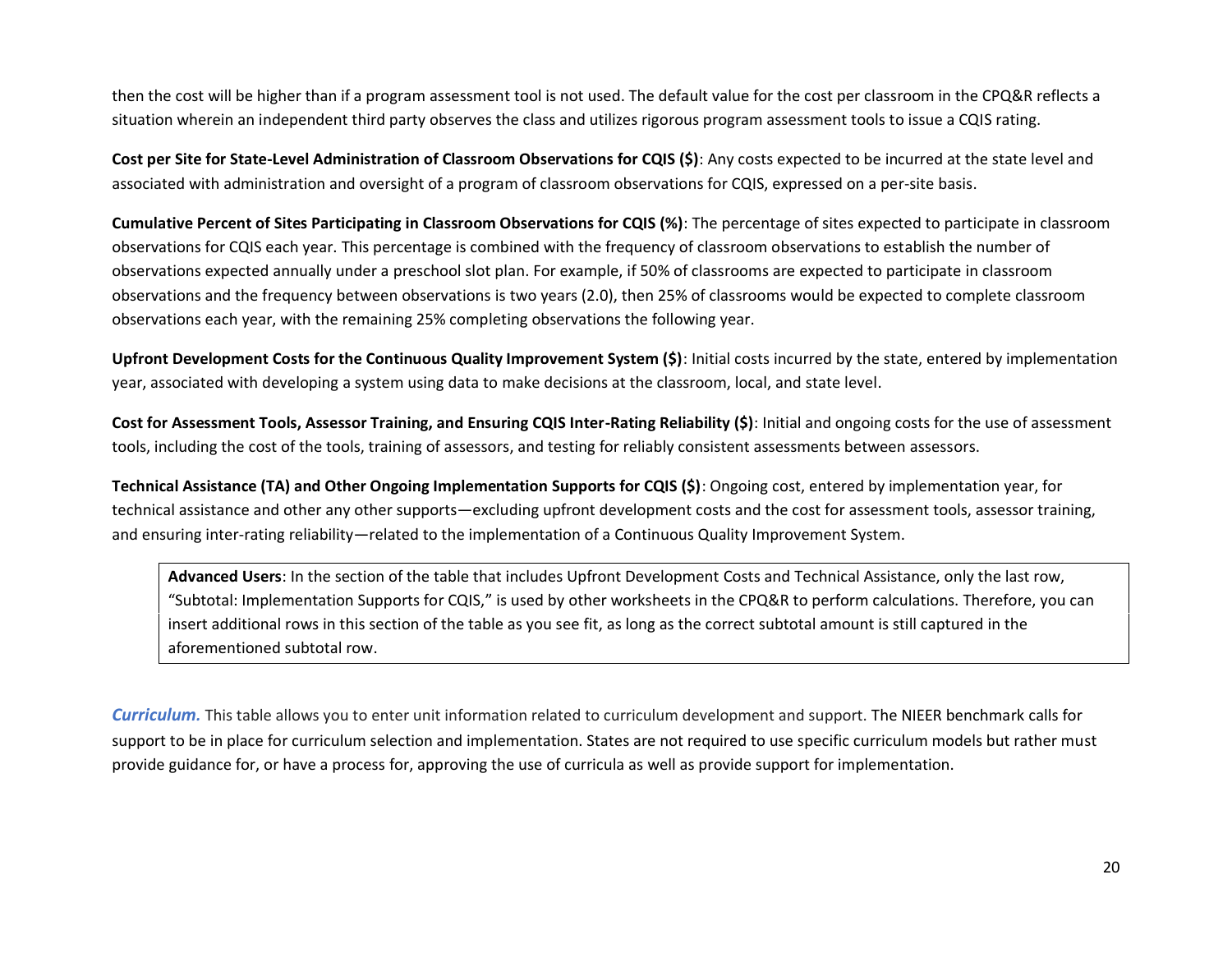then the cost will be higher than if a program assessment tool is not used. The default value for the cost per classroom in the CPQ&R reflects a situation wherein an independent third party observes the class and utilizes rigorous program assessment tools to issue a CQIS rating.

**Cost per Site for State-Level Administration of Classroom Observations for CQIS ($)**: Any costs expected to be incurred at the state level and associated with administration and oversight of a program of classroom observations for CQIS, expressed on a per-site basis.

**Cumulative Percent of Sites Participating in Classroom Observations for CQIS (%)**: The percentage of sites expected to participate in classroom observations for CQIS each year. This percentage is combined with the frequency of classroom observations to establish the number of observations expected annually under a preschool slot plan. For example, if 50% of classrooms are expected to participate in classroom observations and the frequency between observations is two years (2.0), then 25% of classrooms would be expected to complete classroom observations each year, with the remaining 25% completing observations the following year.

**Upfront Development Costs for the Continuous Quality Improvement System ($)**: Initial costs incurred by the state, entered by implementation year, associated with developing a system using data to make decisions at the classroom, local, and state level.

**Cost for Assessment Tools, Assessor Training, and Ensuring CQIS Inter-Rating Reliability ($)**: Initial and ongoing costs for the use of assessment tools, including the cost of the tools, training of assessors, and testing for reliably consistent assessments between assessors.

**Technical Assistance (TA) and Other Ongoing Implementation Supports for CQIS ($)**: Ongoing cost, entered by implementation year, for technical assistance and other any other supports—excluding upfront development costs and the cost for assessment tools, assessor training, and ensuring inter-rating reliability—related to the implementation of a Continuous Quality Improvement System.

> **Advanced Users**: In the section of the table that includes Upfront Development Costs and Technical Assistance, only the last row, "Subtotal: Implementation Supports for CQIS," is used by other worksheets in the CPQ&R to perform calculations. Therefore, you can insert additional rows in this section of the table as you see fit, as long as the correct subtotal amount is still captured in the aforementioned subtotal row.

***Curriculum.*** This table allows you to enter unit information related to curriculum development and support. The NIEER benchmark calls for support to be in place for curriculum selection and implementation. States are not required to use specific curriculum models but rather must provide guidance for, or have a process for, approving the use of curricula as well as provide support for implementation.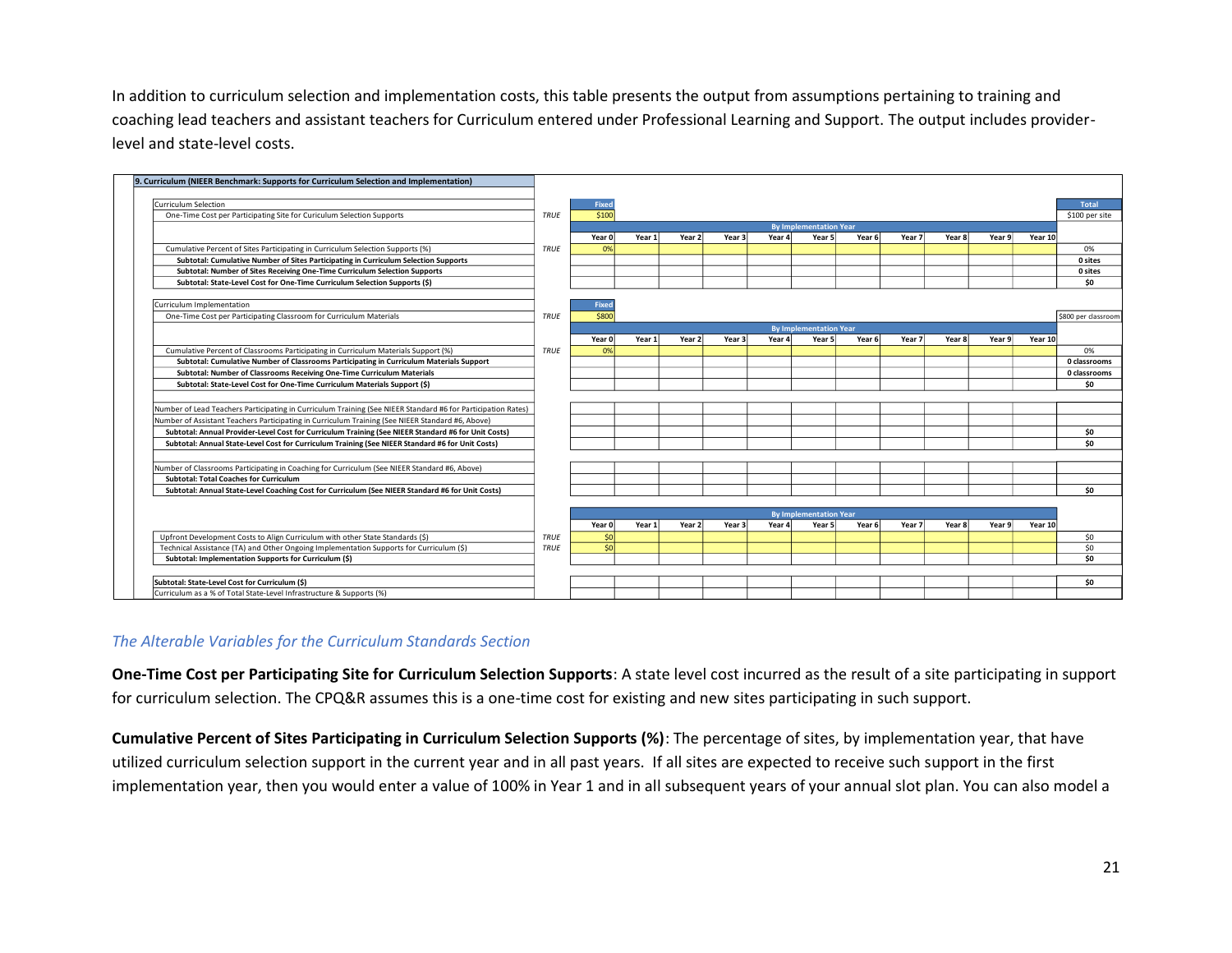In addition to curriculum selection and implementation costs, this table presents the output from assumptions pertaining to training and coaching lead teachers and assistant teachers for Curriculum entered under Professional Learning and Support. The output includes provider-level and state-level costs.

| 9. Curriculum (NIEER Benchmark: Supports for Curriculum Selection and Implementation) | | | | | | | | | | | | | | |
|---|---|---|---|---|---|---|---|---|---|---|---|---|---|---|
| Curriculum Selection | | Fixed | | | | | | | | | | | | Total |
| One-Time Cost per Participating Site for Curiculum Selection Supports | TRUE | $100 | | | | | | | | | | | | $100 per site |
| | | By Implementation Year | | | | | | | | | | | | |
| | | Year 0 | Year 1 | Year 2 | Year 3 | Year 4 | Year 5 | Year 6 | Year 7 | Year 8 | Year 9 | Year 10 | | |
| Cumulative Percent of Sites Participating in Curriculum Selection Supports (%) | TRUE | 0% | | | | | | | | | | | | 0% |
| **Subtotal: Cumulative Number of Sites Participating in Curriculum Selection Supports** | | | | | | | | | | | | | | **0 sites** |
| **Subtotal: Number of Sites Receiving One-Time Curriculum Selection Supports** | | | | | | | | | | | | | | **0 sites** |
| **Subtotal: State-Level Cost for One-Time Curriculum Selection Supports ($)** | | | | | | | | | | | | | | **$0** |
| Curriculum Implementation | | Fixed | | | | | | | | | | | | |
| One-Time Cost per Participating Classroom for Curriculum Materials | TRUE | $800 | | | | | | | | | | | | $800 per classroom |
| | | By Implementation Year | | | | | | | | | | | | |
| | | Year 0 | Year 1 | Year 2 | Year 3 | Year 4 | Year 5 | Year 6 | Year 7 | Year 8 | Year 9 | Year 10 | | |
| Cumulative Percent of Classrooms Participating in Curriculum Materials Support (%) | TRUE | 0% | | | | | | | | | | | | 0% |
| **Subtotal: Cumulative Number of Classrooms Participating in Curriculum Materials Support** | | | | | | | | | | | | | | **0 classrooms** |
| **Subtotal: Number of Classrooms Receiving One-Time Curriculum Materials** | | | | | | | | | | | | | | **0 classrooms** |
| **Subtotal: State-Level Cost for One-Time Curriculum Materials Support ($)** | | | | | | | | | | | | | | **$0** |
| Number of Lead Teachers Participating in Curriculum Training (See NIEER Standard #6 for Participation Rates) | | | | | | | | | | | | | | |
| Number of Assistant Teachers Participating in Curriculum Training (See NIEER Standard #6, Above) | | | | | | | | | | | | | | |
| **Subtotal: Annual Provider-Level Cost for Curriculum Training (See NIEER Standard #6 for Unit Costs)** | | | | | | | | | | | | | | **$0** |
| **Subtotal: Annual State-Level Cost for Curriculum Training (See NIEER Standard #6 for Unit Costs)** | | | | | | | | | | | | | | **$0** |
| Number of Classrooms Participating in Coaching for Curriculum (See NIEER Standard #6, Above) | | | | | | | | | | | | | | |
| **Subtotal: Total Coaches for Curriculum** | | | | | | | | | | | | | | |
| **Subtotal: Annual State-Level Coaching Cost for Curriculum (See NIEER Standard #6 for Unit Costs)** | | | | | | | | | | | | | | **$0** |
| | | By Implementation Year | | | | | | | | | | | | |
| | | Year 0 | Year 1 | Year 2 | Year 3 | Year 4 | Year 5 | Year 6 | Year 7 | Year 8 | Year 9 | Year 10 | | |
| Upfront Development Costs to Align Curriculum with other State Standards ($) | TRUE | $0 | | | | | | | | | | | | $0 |
| Technical Assistance (TA) and Other Ongoing Implementation Supports for Curriculum ($) | TRUE | $0 | | | | | | | | | | | | $0 |
| **Subtotal: Implementation Supports for Curriculum ($)** | | | | | | | | | | | | | | **$0** |
| **Subtotal: State-Level Cost for Curriculum ($)** | | | | | | | | | | | | | | **$0** |
| Curriculum as a % of Total State-Level Infrastructure & Supports (%) | | | | | | | | | | | | | | |

### *The Alterable Variables for the Curriculum Standards Section*

**One-Time Cost per Participating Site for Curriculum Selection Supports**: A state level cost incurred as the result of a site participating in support for curriculum selection. The CPQ&R assumes this is a one-time cost for existing and new sites participating in such support.

**Cumulative Percent of Sites Participating in Curriculum Selection Supports (%)**: The percentage of sites, by implementation year, that have utilized curriculum selection support in the current year and in all past years. If all sites are expected to receive such support in the first implementation year, then you would enter a value of 100% in Year 1 and in all subsequent years of your annual slot plan. You can also model a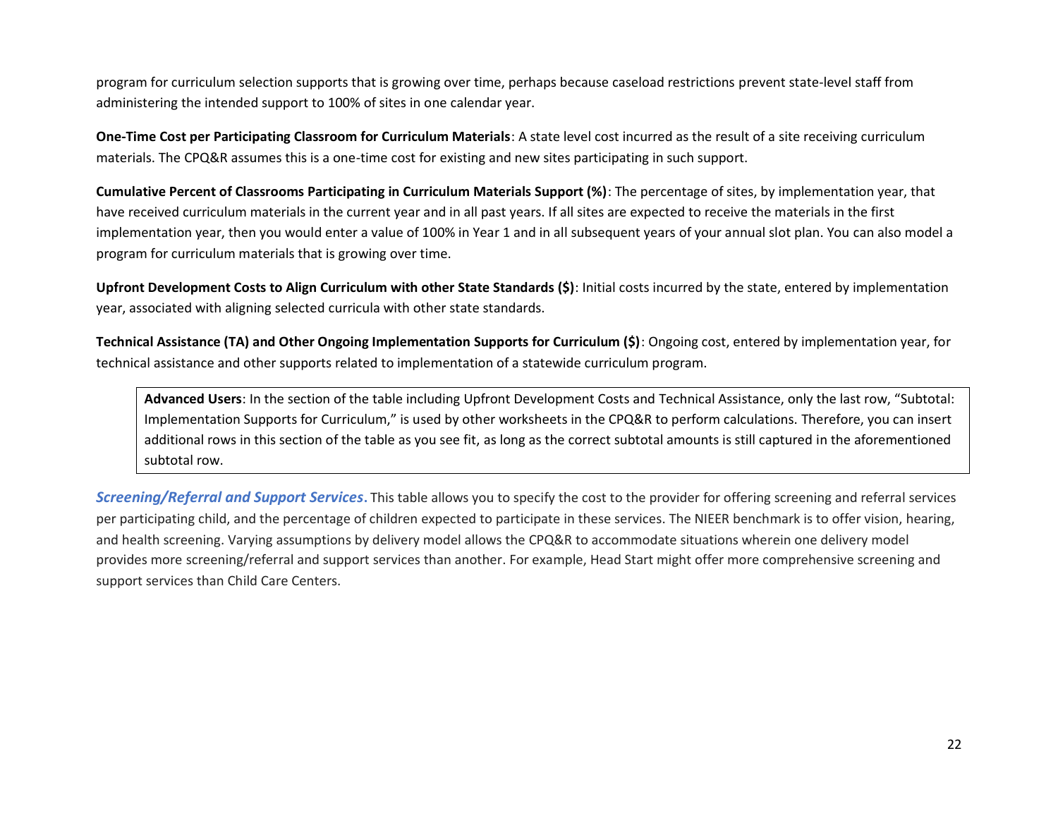program for curriculum selection supports that is growing over time, perhaps because caseload restrictions prevent state-level staff from administering the intended support to 100% of sites in one calendar year.

**One-Time Cost per Participating Classroom for Curriculum Materials**: A state level cost incurred as the result of a site receiving curriculum materials. The CPQ&R assumes this is a one-time cost for existing and new sites participating in such support.

**Cumulative Percent of Classrooms Participating in Curriculum Materials Support (%)**: The percentage of sites, by implementation year, that have received curriculum materials in the current year and in all past years. If all sites are expected to receive the materials in the first implementation year, then you would enter a value of 100% in Year 1 and in all subsequent years of your annual slot plan. You can also model a program for curriculum materials that is growing over time.

**Upfront Development Costs to Align Curriculum with other State Standards ($)**: Initial costs incurred by the state, entered by implementation year, associated with aligning selected curricula with other state standards.

**Technical Assistance (TA) and Other Ongoing Implementation Supports for Curriculum ($)**: Ongoing cost, entered by implementation year, for technical assistance and other supports related to implementation of a statewide curriculum program.

> **Advanced Users**: In the section of the table including Upfront Development Costs and Technical Assistance, only the last row, "Subtotal: Implementation Supports for Curriculum," is used by other worksheets in the CPQ&R to perform calculations. Therefore, you can insert additional rows in this section of the table as you see fit, as long as the correct subtotal amounts is still captured in the aforementioned subtotal row.

***Screening/Referral and Support Services***. This table allows you to specify the cost to the provider for offering screening and referral services per participating child, and the percentage of children expected to participate in these services. The NIEER benchmark is to offer vision, hearing, and health screening. Varying assumptions by delivery model allows the CPQ&R to accommodate situations wherein one delivery model provides more screening/referral and support services than another. For example, Head Start might offer more comprehensive screening and support services than Child Care Centers.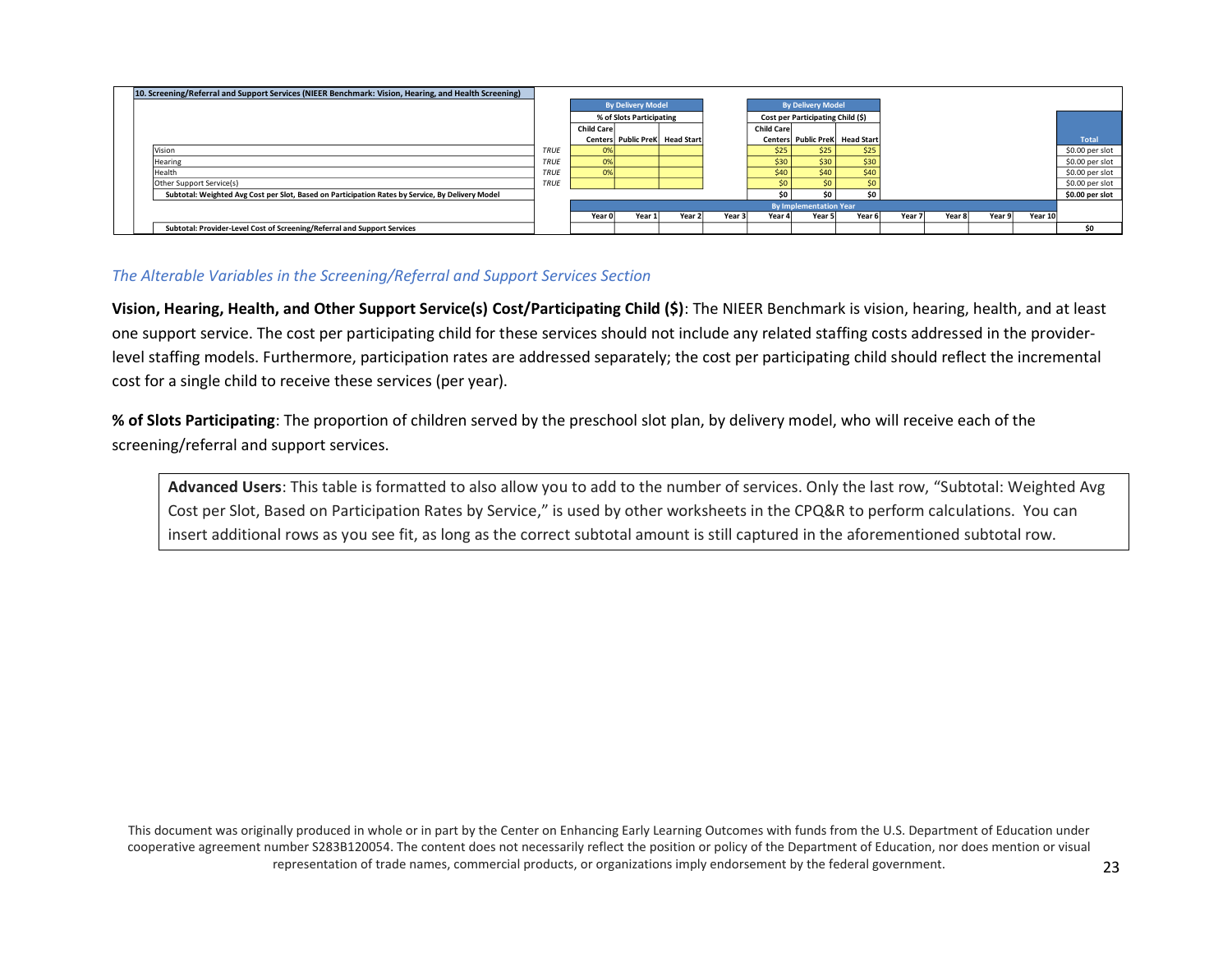| 10. Screening/Referral and Support Services (NIEER Benchmark: Vision, Hearing, and Health Screening) | | | | | | | | | | | | | |
|---|---|---|---|---|---|---|---|---|---|---|---|---|---|
| | | By Delivery Model | | | | By Delivery Model | | | | | | | |
| | | % of Slots Participating | | | | Cost per Participating Child ($) | | | | | | | |
| | | Child Care Centers | Public PreK | Head Start | | Child Care Centers | Public PreK | Head Start | | | | | Total |
| Vision | TRUE | 0% | | | | $25 | $25 | $25 | | | | | $0.00 per slot |
| Hearing | TRUE | 0% | | | | $30 | $30 | $30 | | | | | $0.00 per slot |
| Health | TRUE | 0% | | | | $40 | $40 | $40 | | | | | $0.00 per slot |
| Other Support Service(s) | TRUE | | | | | $0 | $0 | $0 | | | | | $0.00 per slot |
| Subtotal: Weighted Avg Cost per Slot, Based on Participation Rates by Service, By Delivery Model | | | | | | $0 | $0 | $0 | | | | | $0.00 per slot |

| | By Implementation Year | | | | | | | | | | | |
|---|---|---|---|---|---|---|---|---|---|---|---|---|
| | Year 0 | Year 1 | Year 2 | Year 3 | Year 4 | Year 5 | Year 6 | Year 7 | Year 8 | Year 9 | Year 10 | |
| Subtotal: Provider-Level Cost of Screening/Referral and Support Services | | | | | | | | | | | | $0 |

*The Alterable Variables in the Screening/Referral and Support Services Section*

**Vision, Hearing, Health, and Other Support Service(s) Cost/Participating Child ($)**: The NIEER Benchmark is vision, hearing, health, and at least one support service. The cost per participating child for these services should not include any related staffing costs addressed in the provider-level staffing models. Furthermore, participation rates are addressed separately; the cost per participating child should reflect the incremental cost for a single child to receive these services (per year).

**% of Slots Participating**: The proportion of children served by the preschool slot plan, by delivery model, who will receive each of the screening/referral and support services.

> **Advanced Users**: This table is formatted to also allow you to add to the number of services. Only the last row, "Subtotal: Weighted Avg Cost per Slot, Based on Participation Rates by Service," is used by other worksheets in the CPQ&R to perform calculations. You can insert additional rows as you see fit, as long as the correct subtotal amount is still captured in the aforementioned subtotal row.

This document was originally produced in whole or in part by the Center on Enhancing Early Learning Outcomes with funds from the U.S. Department of Education under cooperative agreement number S283B120054. The content does not necessarily reflect the position or policy of the Department of Education, nor does mention or visual representation of trade names, commercial products, or organizations imply endorsement by the federal government.